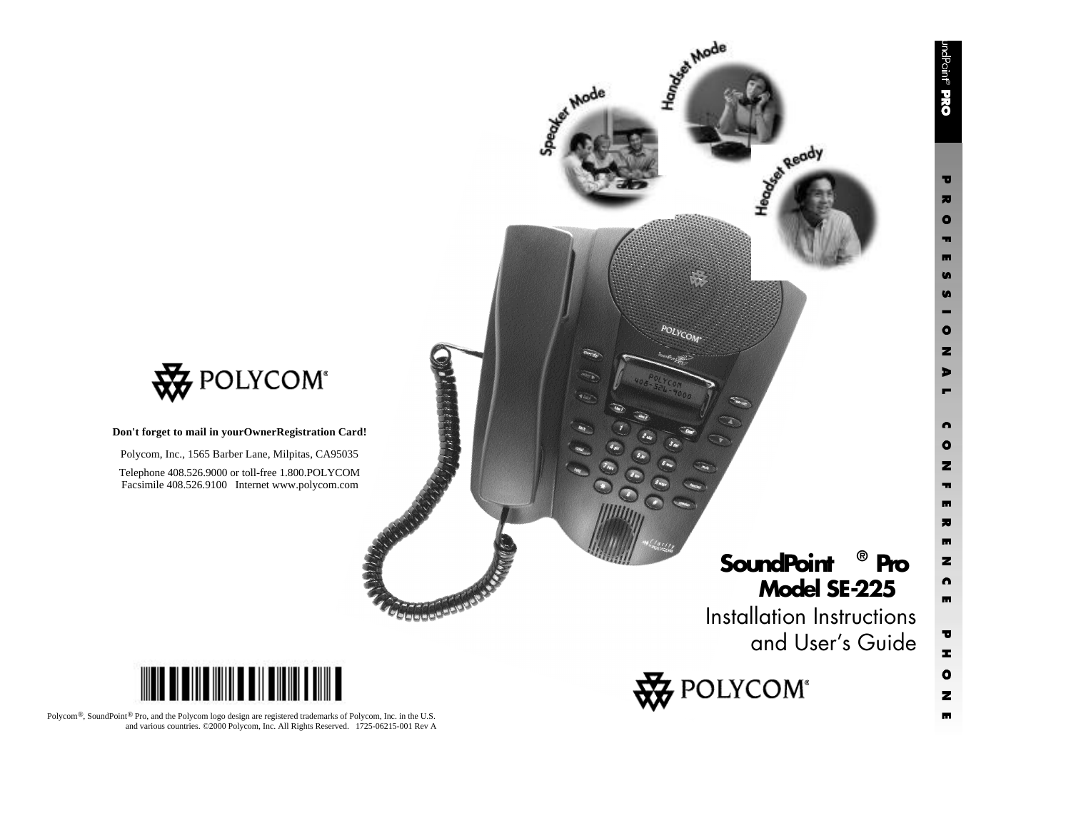# SoundPoint® Pro
## Model SE-225

Installation Instructions and User's Guide

POLYCOM®

PROFESSIONAL CONFERENCE PHONE

Speaker Mode

Handset Mode

Headset Ready

POLYCOM®

**Don't forget to mail in yourOwnerRegistration Card!**

Polycom, Inc., 1565 Barber Lane, Milpitas, CA95035

Telephone 408.526.9000 or toll-free 1.800.POLYCOM
Facsimile 408.526.9100 Internet www.polycom.com

Polycom®, SoundPoint® Pro, and the Polycom logo design are registered trademarks of Polycom, Inc. in the U.S. and various countries. ©2000 Polycom, Inc. All Rights Reserved. 1725-06215-001 Rev A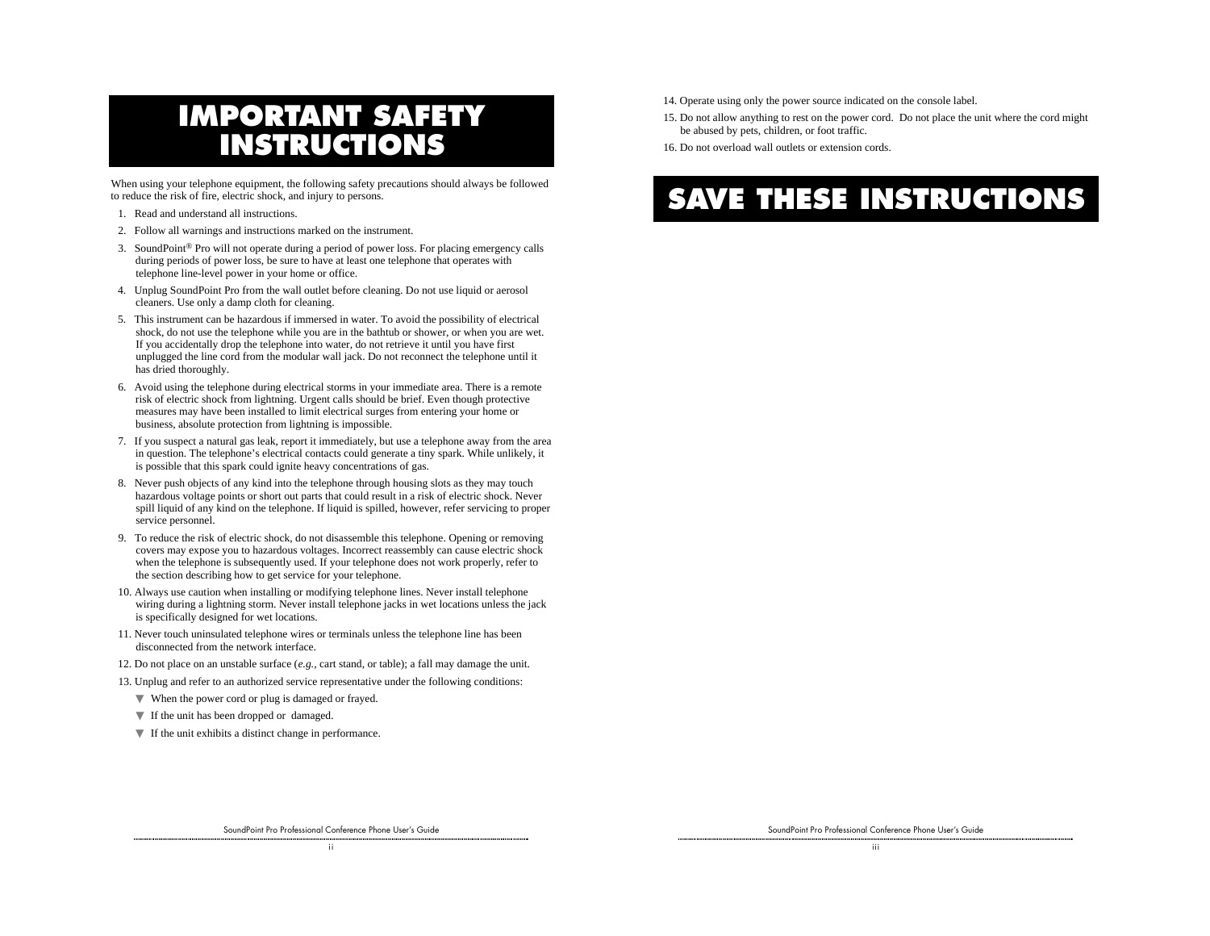# IMPORTANT SAFETY INSTRUCTIONS

When using your telephone equipment, the following safety precautions should always be followed to reduce the risk of fire, electric shock, and injury to persons.

1. Read and understand all instructions.
2. Follow all warnings and instructions marked on the instrument.
3. SoundPoint® Pro will not operate during a period of power loss. For placing emergency calls during periods of power loss, be sure to have at least one telephone that operates with telephone line-level power in your home or office.
4. Unplug SoundPoint Pro from the wall outlet before cleaning. Do not use liquid or aerosol cleaners. Use only a damp cloth for cleaning.
5. This instrument can be hazardous if immersed in water. To avoid the possibility of electrical shock, do not use the telephone while you are in the bathtub or shower, or when you are wet. If you accidentally drop the telephone into water, do not retrieve it until you have first unplugged the line cord from the modular wall jack. Do not reconnect the telephone until it has dried thoroughly.
6. Avoid using the telephone during electrical storms in your immediate area. There is a remote risk of electric shock from lightning. Urgent calls should be brief. Even though protective measures may have been installed to limit electrical surges from entering your home or business, absolute protection from lightning is impossible.
7. If you suspect a natural gas leak, report it immediately, but use a telephone away from the area in question. The telephone's electrical contacts could generate a tiny spark. While unlikely, it is possible that this spark could ignite heavy concentrations of gas.
8. Never push objects of any kind into the telephone through housing slots as they may touch hazardous voltage points or short out parts that could result in a risk of electric shock. Never spill liquid of any kind on the telephone. If liquid is spilled, however, refer servicing to proper service personnel.
9. To reduce the risk of electric shock, do not disassemble this telephone. Opening or removing covers may expose you to hazardous voltages. Incorrect reassembly can cause electric shock when the telephone is subsequently used. If your telephone does not work properly, refer to the section describing how to get service for your telephone.
10. Always use caution when installing or modifying telephone lines. Never install telephone wiring during a lightning storm. Never install telephone jacks in wet locations unless the jack is specifically designed for wet locations.
11. Never touch uninsulated telephone wires or terminals unless the telephone line has been disconnected from the network interface.
12. Do not place on an unstable surface (*e.g.*, cart stand, or table); a fall may damage the unit.
13. Unplug and refer to an authorized service representative under the following conditions:
    - When the power cord or plug is damaged or frayed.
    - If the unit has been dropped or damaged.
    - If the unit exhibits a distinct change in performance.
14. Operate using only the power source indicated on the console label.
15. Do not allow anything to rest on the power cord. Do not place the unit where the cord might be abused by pets, children, or foot traffic.
16. Do not overload wall outlets or extension cords.

# SAVE THESE INSTRUCTIONS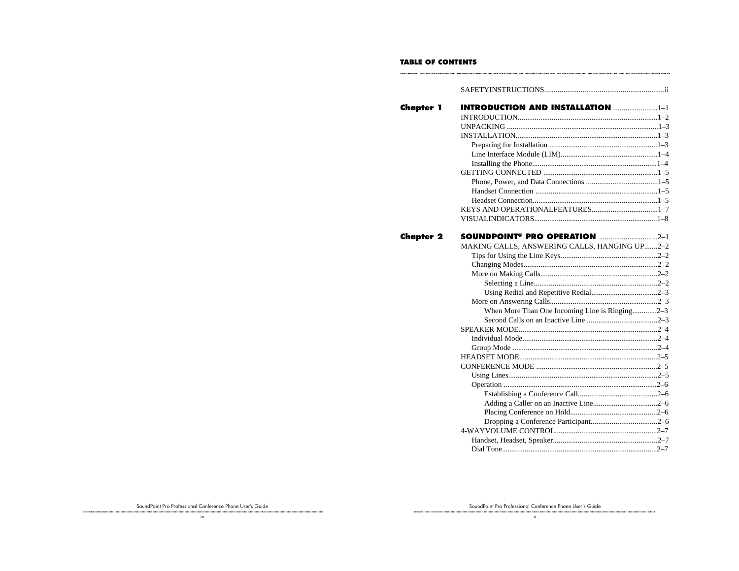# TABLE OF CONTENTS

SAFETYINSTRUCTIONS..............................................................ii

**Chapter 1** **INTRODUCTION AND INSTALLATION**........................1–1

INTRODUCTION.........................................................................1–2
UNPACKING ..............................................................................1–3
INSTALLATION..........................................................................1–3
- Preparing for Installation .......................................................1–3
- Line Interface Module (LIM)..................................................1–4
- Installing the Phone................................................................1–4

GETTING CONNECTED ...........................................................1–5
- Phone, Power, and Data Connections .....................................1–5
- Handset Connection ...............................................................1–5
- Headset Connection................................................................1–5

KEYS AND OPERATIONALFEATURES..................................1–7
VISUALINDICATORS................................................................1–8

**Chapter 2** **SOUNDPOINT® PRO OPERATION** ...............................2–1

MAKING CALLS, ANSWERING CALLS, HANGING UP.......2–2
- Tips for Using the Line Keys..................................................2–2
- Changing Modes......................................................................2–2
- More on Making Calls.............................................................2–2
  - Selecting a Line.................................................................2–2
  - Using Redial and Repetitive Redial..................................2–3
- More on Answering Calls........................................................2–3
  - When More Than One Incoming Line is Ringing............2–3
  - Second Calls on an Inactive Line .....................................2–3

SPEAKER MODE........................................................................2–4
- Individual Mode......................................................................2–4
- Group Mode ...........................................................................2–4

HEADSET MODE........................................................................2–5
CONFERENCE MODE ...............................................................2–5
- Using Lines.............................................................................2–5
- Operation ...............................................................................2–6
  - Establishing a Conference Call.........................................2–6
  - Adding a Caller on an Inactive Line.................................2–6
  - Placing Conference on Hold.............................................2–6
  - Dropping a Conference Participant..................................2–6

4-WAYVOLUME CONTROL.....................................................2–7
- Handset, Headset, Speaker......................................................2–7
- Dial Tone.................................................................................2–7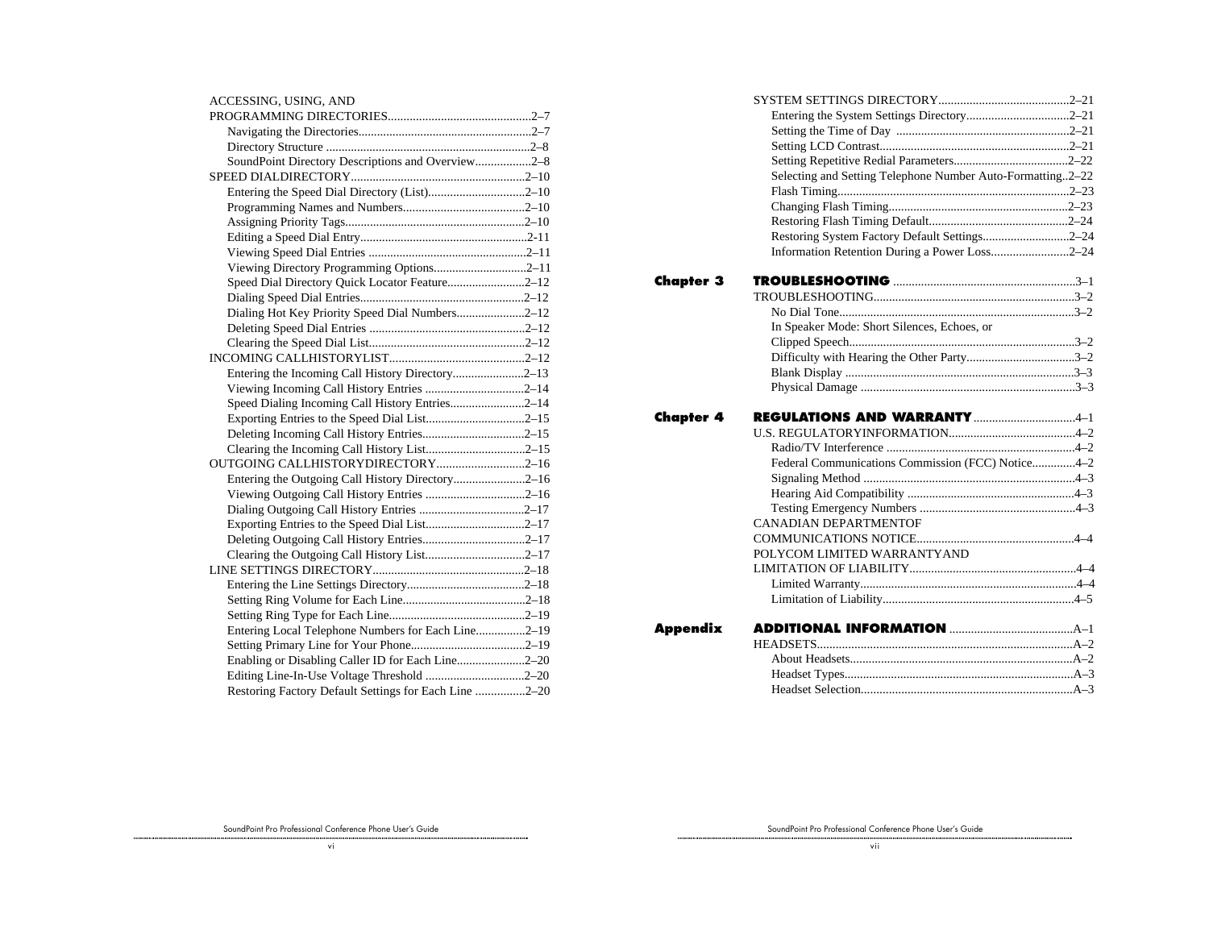ACCESSING, USING, AND PROGRAMMING DIRECTORIES..............................................2–7
- Navigating the Directories.......................................................2–7
- Directory Structure .................................................................2–8
- SoundPoint Directory Descriptions and Overview..................2–8

SPEED DIALDIRECTORY........................................................2–10
- Entering the Speed Dial Directory (List)...............................2–10
- Programming Names and Numbers.......................................2–10
- Assigning Priority Tags.........................................................2–10
- Editing a Speed Dial Entry.....................................................2-11
- Viewing Speed Dial Entries ..................................................2–11
- Viewing Directory Programming Options.............................2–11
- Speed Dial Directory Quick Locator Feature.........................2–12
- Dialing Speed Dial Entries....................................................2–12
- Dialing Hot Key Priority Speed Dial Numbers......................2–12
- Deleting Speed Dial Entries .................................................2–12
- Clearing the Speed Dial List.................................................2–12

INCOMING CALLHISTORYLIST...........................................2–12
- Entering the Incoming Call History Directory.......................2–13
- Viewing Incoming Call History Entries ................................2–14
- Speed Dialing Incoming Call History Entries........................2–14
- Exporting Entries to the Speed Dial List...............................2–15
- Deleting Incoming Call History Entries.................................2–15
- Clearing the Incoming Call History List................................2–15

OUTGOING CALLHISTORYDIRECTORY............................2–16
- Entering the Outgoing Call History Directory.......................2–16
- Viewing Outgoing Call History Entries ................................2–16
- Dialing Outgoing Call History Entries .................................2–17
- Exporting Entries to the Speed Dial List...............................2–17
- Deleting Outgoing Call History Entries.................................2–17
- Clearing the Outgoing Call History List................................2–17

LINE SETTINGS DIRECTORY................................................2–18
- Entering the Line Settings Directory.....................................2–18
- Setting Ring Volume for Each Line.......................................2–18
- Setting Ring Type for Each Line...........................................2–19
- Entering Local Telephone Numbers for Each Line................2–19
- Setting Primary Line for Your Phone....................................2–19
- Enabling or Disabling Caller ID for Each Line......................2–20
- Editing Line-In-Use Voltage Threshold ................................2–20
- Restoring Factory Default Settings for Each Line ................2–20

SYSTEM SETTINGS DIRECTORY..........................................2–21
- Entering the System Settings Directory.................................2–21
- Setting the Time of Day .......................................................2–21
- Setting LCD Contrast............................................................2–21
- Setting Repetitive Redial Parameters....................................2–22
- Selecting and Setting Telephone Number Auto-Formatting..2–22
- Flash Timing..........................................................................2–23
- Changing Flash Timing.........................................................2–23
- Restoring Flash Timing Default............................................2–24
- Restoring System Factory Default Settings...........................2–24
- Information Retention During a Power Loss.........................2–24

## Chapter 3 TROUBLESHOOTING ..........................................................3–1

TROUBLESHOOTING................................................................3–2
- No Dial Tone...........................................................................3–2
- In Speaker Mode: Short Silences, Echoes, or Clipped Speech.........................................................................3–2
- Difficulty with Hearing the Other Party..................................3–2
- Blank Display .........................................................................3–3
- Physical Damage ....................................................................3–3

## Chapter 4 REGULATIONS AND WARRANTY ................................4–1

U.S. REGULATORYINFORMATION........................................4–2
- Radio/TV Interference ............................................................4–2
- Federal Communications Commission (FCC) Notice.............4–2
- Signaling Method ...................................................................4–3
- Hearing Aid Compatibility .....................................................4–3
- Testing Emergency Numbers .................................................4–3

CANADIAN DEPARTMENTOF COMMUNICATIONS NOTICE..................................................4–4

POLYCOM LIMITED WARRANTYAND LIMITATION OF LIABILITY.....................................................4–4
- Limited Warranty.....................................................................4–4
- Limitation of Liability.............................................................4–5

## Appendix ADDITIONAL INFORMATION .......................................A–1

HEADSETS.................................................................................A–2
- About Headsets.......................................................................A–2
- Headset Types.........................................................................A–3
- Headset Selection...................................................................A–3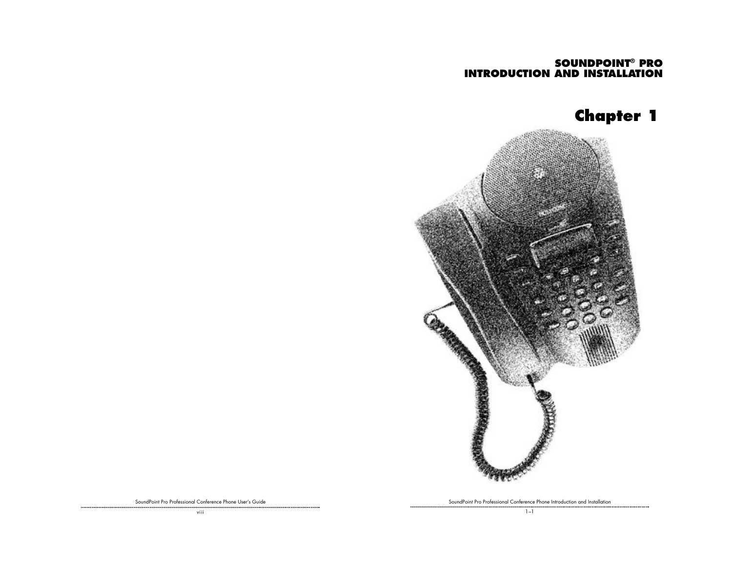# SOUNDPOINT® PRO INTRODUCTION AND INSTALLATION

# Chapter 1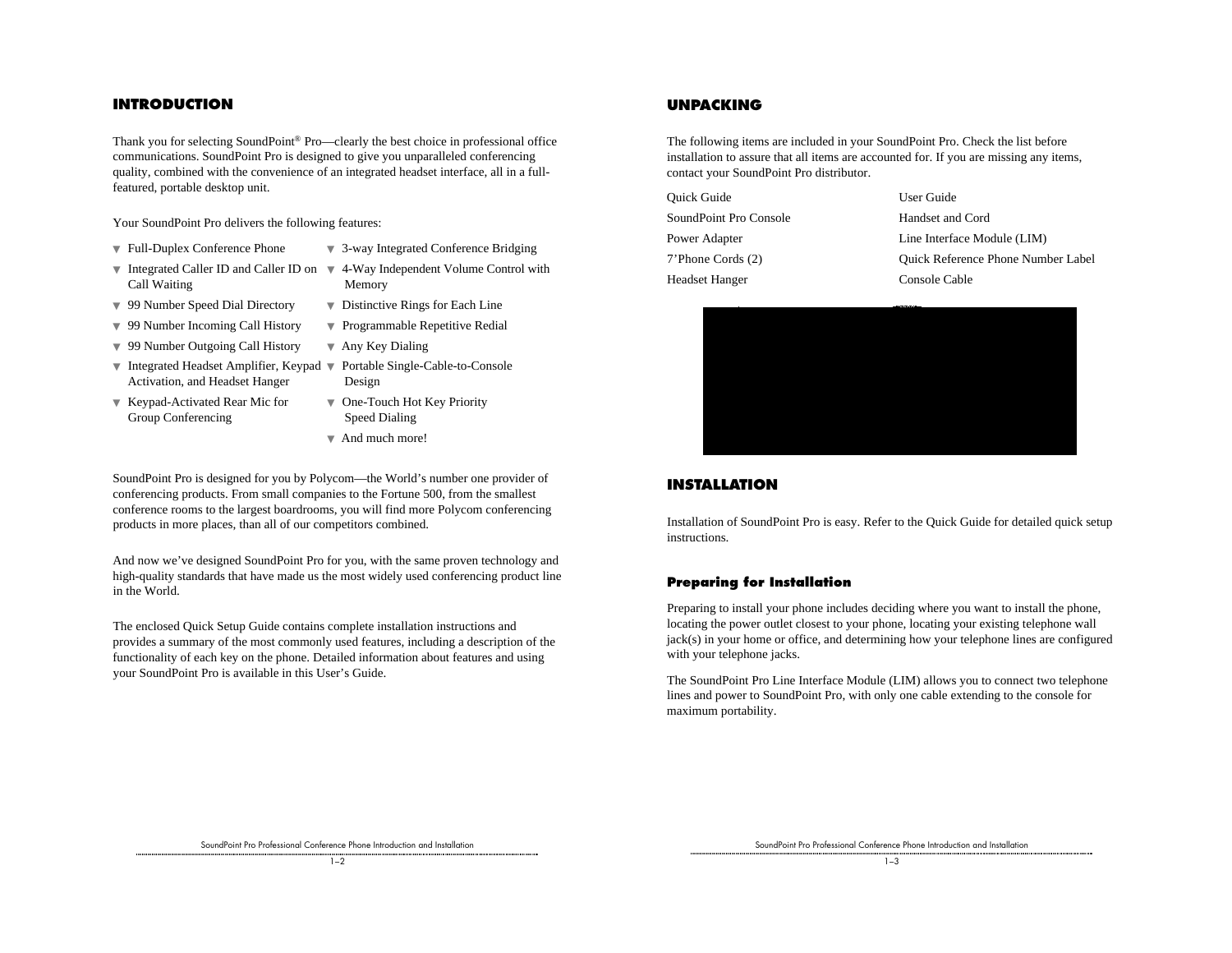## INTRODUCTION

Thank you for selecting SoundPoint® Pro—clearly the best choice in professional office communications. SoundPoint Pro is designed to give you unparalleled conferencing quality, combined with the convenience of an integrated headset interface, all in a full-featured, portable desktop unit.

Your SoundPoint Pro delivers the following features:

- Full-Duplex Conference Phone
- Integrated Caller ID and Caller ID on Call Waiting
- 99 Number Speed Dial Directory
- 99 Number Incoming Call History
- 99 Number Outgoing Call History
- Integrated Headset Amplifier, Keypad Activation, and Headset Hanger
- Keypad-Activated Rear Mic for Group Conferencing
- 3-way Integrated Conference Bridging
- 4-Way Independent Volume Control with Memory
- Distinctive Rings for Each Line
- Programmable Repetitive Redial
- Any Key Dialing
- Portable Single-Cable-to-Console Design
- One-Touch Hot Key Priority Speed Dialing
- And much more!

SoundPoint Pro is designed for you by Polycom—the World's number one provider of conferencing products. From small companies to the Fortune 500, from the smallest conference rooms to the largest boardrooms, you will find more Polycom conferencing products in more places, than all of our competitors combined.

And now we've designed SoundPoint Pro for you, with the same proven technology and high-quality standards that have made us the most widely used conferencing product line in the World.

The enclosed Quick Setup Guide contains complete installation instructions and provides a summary of the most commonly used features, including a description of the functionality of each key on the phone. Detailed information about features and using your SoundPoint Pro is available in this User's Guide.

## UNPACKING

The following items are included in your SoundPoint Pro. Check the list before installation to assure that all items are accounted for. If you are missing any items, contact your SoundPoint Pro distributor.

| | |
|---|---|
| Quick Guide | User Guide |
| SoundPoint Pro Console | Handset and Cord |
| Power Adapter | Line Interface Module (LIM) |
| 7'Phone Cords (2) | Quick Reference Phone Number Label |
| Headset Hanger | Console Cable |

## INSTALLATION

Installation of SoundPoint Pro is easy. Refer to the Quick Guide for detailed quick setup instructions.

### Preparing for Installation

Preparing to install your phone includes deciding where you want to install the phone, locating the power outlet closest to your phone, locating your existing telephone wall jack(s) in your home or office, and determining how your telephone lines are configured with your telephone jacks.

The SoundPoint Pro Line Interface Module (LIM) allows you to connect two telephone lines and power to SoundPoint Pro, with only one cable extending to the console for maximum portability.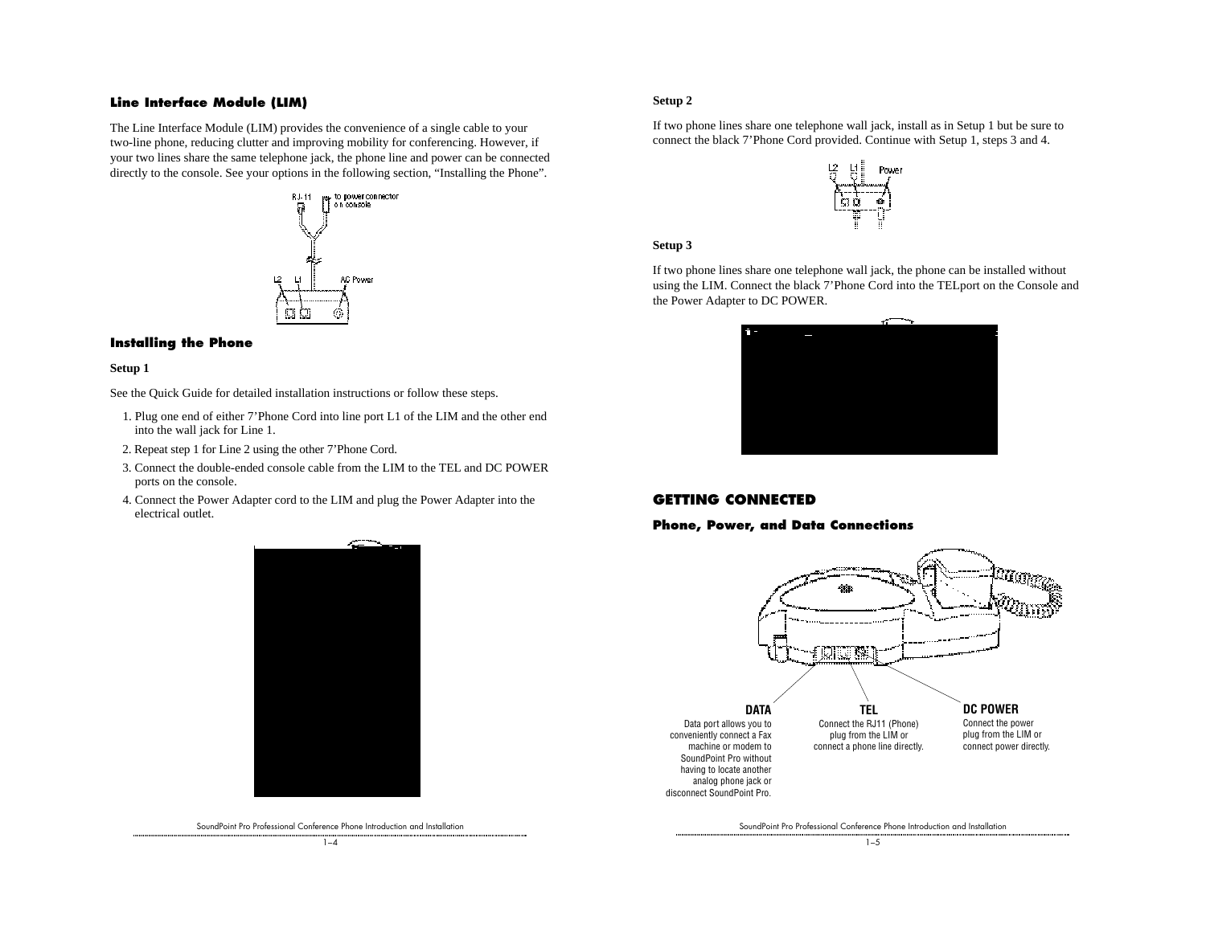### Line Interface Module (LIM)

The Line Interface Module (LIM) provides the convenience of a single cable to your two-line phone, reducing clutter and improving mobility for conferencing. However, if your two lines share the same telephone jack, the phone line and power can be connected directly to the console. See your options in the following section, "Installing the Phone".

### Installing the Phone

**Setup 1**

See the Quick Guide for detailed installation instructions or follow these steps.

1. Plug one end of either 7'Phone Cord into line port L1 of the LIM and the other end into the wall jack for Line 1.
2. Repeat step 1 for Line 2 using the other 7'Phone Cord.
3. Connect the double-ended console cable from the LIM to the TEL and DC POWER ports on the console.
4. Connect the Power Adapter cord to the LIM and plug the Power Adapter into the electrical outlet.

**Setup 2**

If two phone lines share one telephone wall jack, install as in Setup 1 but be sure to connect the black 7'Phone Cord provided. Continue with Setup 1, steps 3 and 4.

**Setup 3**

If two phone lines share one telephone wall jack, the phone can be installed without using the LIM. Connect the black 7'Phone Cord into the TELport on the Console and the Power Adapter to DC POWER.

## GETTING CONNECTED

### Phone, Power, and Data Connections

**DATA**
Data port allows you to conveniently connect a Fax machine or modem to SoundPoint Pro without having to locate another analog phone jack or disconnect SoundPoint Pro.

**TEL**
Connect the RJ11 (Phone) plug from the LIM or connect a phone line directly.

**DC POWER**
Connect the power plug from the LIM or connect power directly.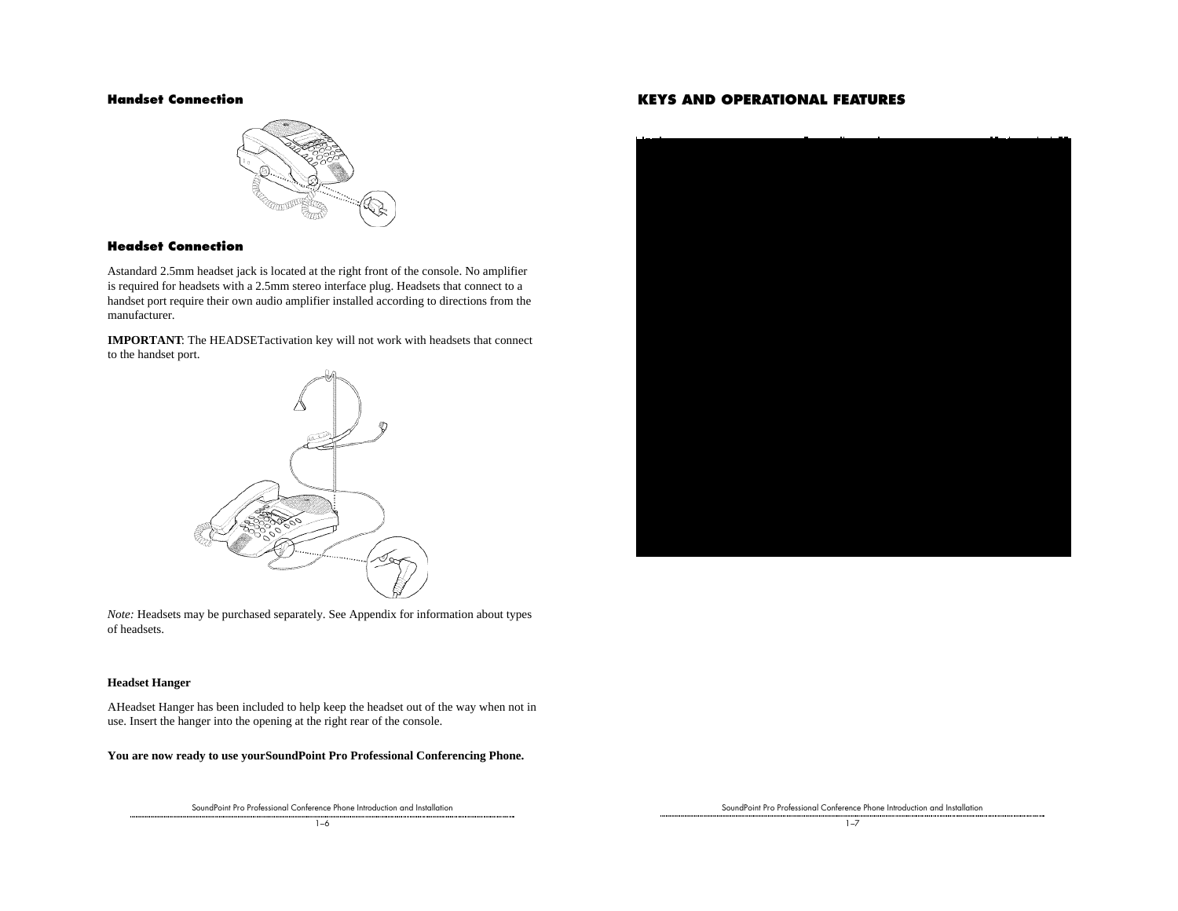### Handset Connection

### Headset Connection

Astandard 2.5mm headset jack is located at the right front of the console. No amplifier is required for headsets with a 2.5mm stereo interface plug. Headsets that connect to a handset port require their own audio amplifier installed according to directions from the manufacturer.

**IMPORTANT**: The HEADSETactivation key will not work with headsets that connect to the handset port.

*Note:* Headsets may be purchased separately. See Appendix for information about types of headsets.

**Headset Hanger**

AHeadset Hanger has been included to help keep the headset out of the way when not in use. Insert the hanger into the opening at the right rear of the console.

**You are now ready to use yourSoundPoint Pro Professional Conferencing Phone.**

## KEYS AND OPERATIONAL FEATURES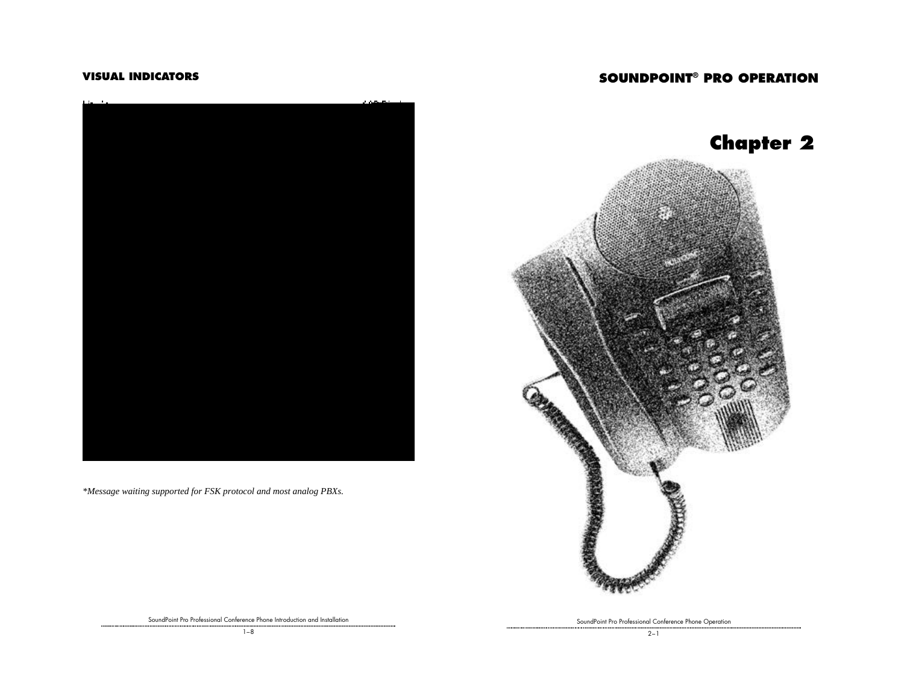## VISUAL INDICATORS

*Message waiting supported for FSK protocol and most analog PBXs.

# SOUNDPOINT® PRO OPERATION

# Chapter 2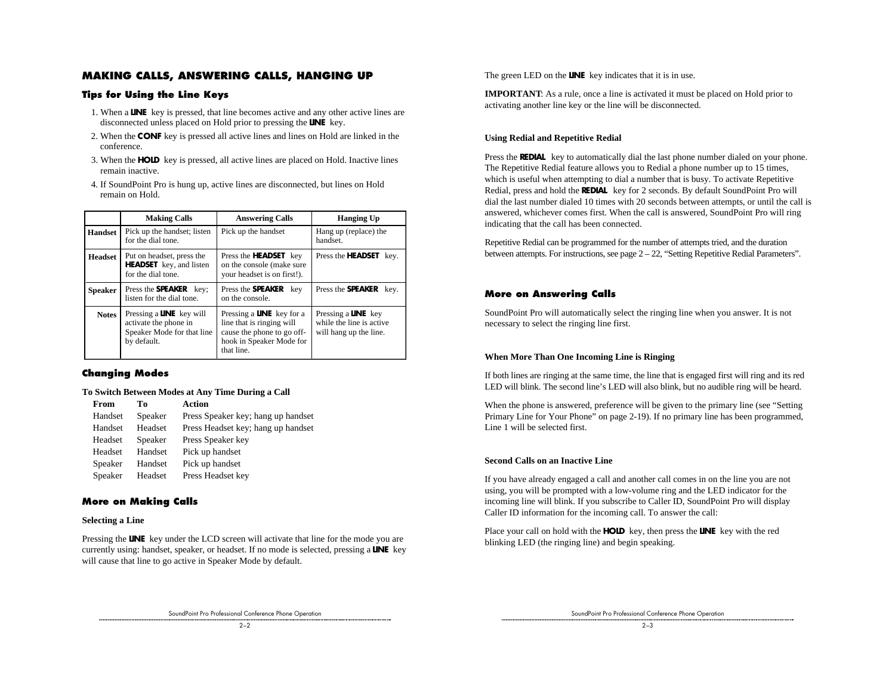## MAKING CALLS, ANSWERING CALLS, HANGING UP

### Tips for Using the Line Keys

1. When a **LINE** key is pressed, that line becomes active and any other active lines are disconnected unless placed on Hold prior to pressing the **LINE** key.
2. When the **CONF** key is pressed all active lines and lines on Hold are linked in the conference.
3. When the **HOLD** key is pressed, all active lines are placed on Hold. Inactive lines remain inactive.
4. If SoundPoint Pro is hung up, active lines are disconnected, but lines on Hold remain on Hold.

| | Making Calls | Answering Calls | Hanging Up |
|---|---|---|---|
| **Handset** | Pick up the handset; listen for the dial tone. | Pick up the handset | Hang up (replace) the handset. |
| **Headset** | Put on headset, press the **HEADSET** key, and listen for the dial tone. | Press the **HEADSET** key on the console (make sure your headset is on first!). | Press the **HEADSET** key. |
| **Speaker** | Press the **SPEAKER** key; listen for the dial tone. | Press the **SPEAKER** key on the console. | Press the **SPEAKER** key. |
| **Notes** | Pressing a **LINE** key will activate the phone in Speaker Mode for that line by default. | Pressing a **LINE** key for a line that is ringing will cause the phone to go off-hook in Speaker Mode for that line. | Pressing a **LINE** key while the line is active will hang up the line. |

### Changing Modes

**To Switch Between Modes at Any Time During a Call**

| From | To | Action |
|---|---|---|
| Handset | Speaker | Press Speaker key; hang up handset |
| Handset | Headset | Press Headset key; hang up handset |
| Headset | Speaker | Press Speaker key |
| Headset | Handset | Pick up handset |
| Speaker | Handset | Pick up handset |
| Speaker | Headset | Press Headset key |

### More on Making Calls

**Selecting a Line**

Pressing the **LINE** key under the LCD screen will activate that line for the mode you are currently using: handset, speaker, or headset. If no mode is selected, pressing a **LINE** key will cause that line to go active in Speaker Mode by default.

The green LED on the **LINE** key indicates that it is in use.

**IMPORTANT**: As a rule, once a line is activated it must be placed on Hold prior to activating another line key or the line will be disconnected.

**Using Redial and Repetitive Redial**

Press the **REDIAL** key to automatically dial the last phone number dialed on your phone. The Repetitive Redial feature allows you to Redial a phone number up to 15 times, which is useful when attempting to dial a number that is busy. To activate Repetitive Redial, press and hold the **REDIAL** key for 2 seconds. By default SoundPoint Pro will dial the last number dialed 10 times with 20 seconds between attempts, or until the call is answered, whichever comes first. When the call is answered, SoundPoint Pro will ring indicating that the call has been connected.

Repetitive Redial can be programmed for the number of attempts tried, and the duration between attempts. For instructions, see page 2 – 22, "Setting Repetitive Redial Parameters".

### More on Answering Calls

SoundPoint Pro will automatically select the ringing line when you answer. It is not necessary to select the ringing line first.

**When More Than One Incoming Line is Ringing**

If both lines are ringing at the same time, the line that is engaged first will ring and its red LED will blink. The second line's LED will also blink, but no audible ring will be heard.

When the phone is answered, preference will be given to the primary line (see "Setting Primary Line for Your Phone" on page 2-19). If no primary line has been programmed, Line 1 will be selected first.

**Second Calls on an Inactive Line**

If you have already engaged a call and another call comes in on the line you are not using, you will be prompted with a low-volume ring and the LED indicator for the incoming line will blink. If you subscribe to Caller ID, SoundPoint Pro will display Caller ID information for the incoming call. To answer the call:

Place your call on hold with the **HOLD** key, then press the **LINE** key with the red blinking LED (the ringing line) and begin speaking.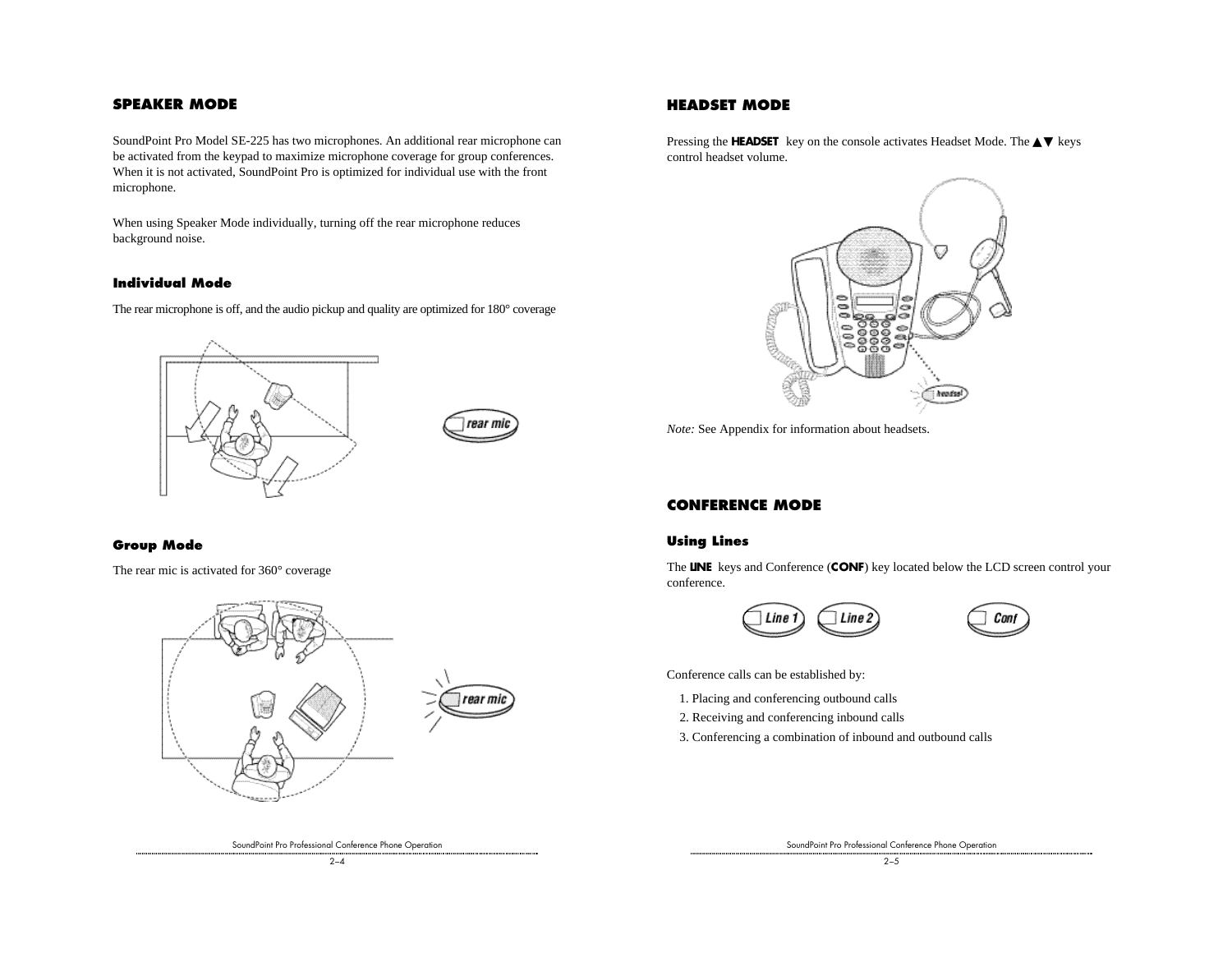## SPEAKER MODE

SoundPoint Pro Model SE-225 has two microphones. An additional rear microphone can be activated from the keypad to maximize microphone coverage for group conferences. When it is not activated, SoundPoint Pro is optimized for individual use with the front microphone.

When using Speaker Mode individually, turning off the rear microphone reduces background noise.

### Individual Mode

The rear microphone is off, and the audio pickup and quality are optimized for 180° coverage

### Group Mode

The rear mic is activated for 360° coverage

## HEADSET MODE

Pressing the **HEADSET** key on the console activates Headset Mode. The ▲▼ keys control headset volume.

*Note:* See Appendix for information about headsets.

## CONFERENCE MODE

### Using Lines

The **LINE** keys and Conference (**CONF**) key located below the LCD screen control your conference.

Conference calls can be established by:

1. Placing and conferencing outbound calls
2. Receiving and conferencing inbound calls
3. Conferencing a combination of inbound and outbound calls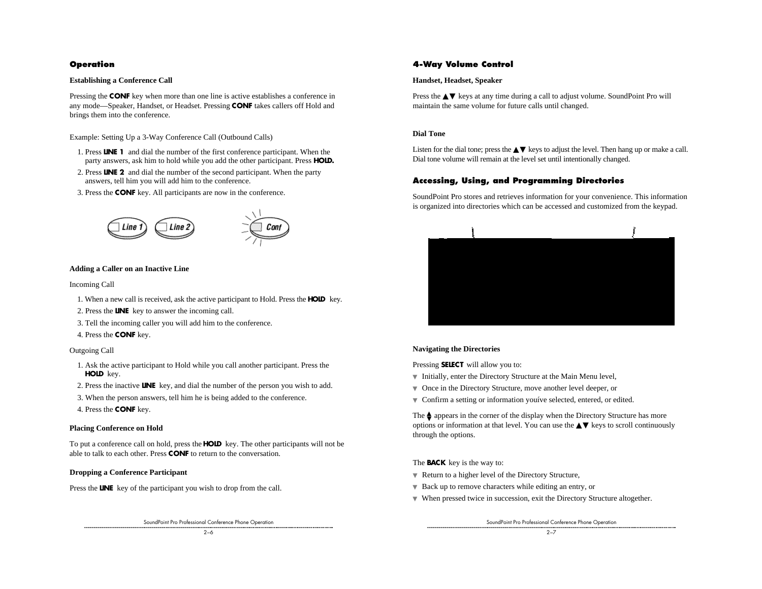## Operation

### Establishing a Conference Call

Pressing the **CONF** key when more than one line is active establishes a conference in any mode—Speaker, Handset, or Headset. Pressing **CONF** takes callers off Hold and brings them into the conference.

Example: Setting Up a 3-Way Conference Call (Outbound Calls)

1. Press **LINE 1** and dial the number of the first conference participant. When the party answers, ask him to hold while you add the other participant. Press **HOLD.**
2. Press **LINE 2** and dial the number of the second participant. When the party answers, tell him you will add him to the conference.
3. Press the **CONF** key. All participants are now in the conference.

### Adding a Caller on an Inactive Line

Incoming Call

1. When a new call is received, ask the active participant to Hold. Press the **HOLD** key.
2. Press the **LINE** key to answer the incoming call.
3. Tell the incoming caller you will add him to the conference.
4. Press the **CONF** key.

Outgoing Call

1. Ask the active participant to Hold while you call another participant. Press the **HOLD** key.
2. Press the inactive **LINE** key, and dial the number of the person you wish to add.
3. When the person answers, tell him he is being added to the conference.
4. Press the **CONF** key.

### Placing Conference on Hold

To put a conference call on hold, press the **HOLD** key. The other participants will not be able to talk to each other. Press **CONF** to return to the conversation.

### Dropping a Conference Participant

Press the **LINE** key of the participant you wish to drop from the call.

## 4-Way Volume Control

### Handset, Headset, Speaker

Press the ▲▼ keys at any time during a call to adjust volume. SoundPoint Pro will maintain the same volume for future calls until changed.

### Dial Tone

Listen for the dial tone; press the ▲▼ keys to adjust the level. Then hang up or make a call. Dial tone volume will remain at the level set until intentionally changed.

## Accessing, Using, and Programming Directories

SoundPoint Pro stores and retrieves information for your convenience. This information is organized into directories which can be accessed and customized from the keypad.

### Navigating the Directories

Pressing **SELECT** will allow you to:

- Initially, enter the Directory Structure at the Main Menu level,
- Once in the Directory Structure, move another level deeper, or
- Confirm a setting or information youíve selected, entered, or edited.

The ▲▼ appears in the corner of the display when the Directory Structure has more options or information at that level. You can use the ▲▼ keys to scroll continuously through the options.

The **BACK** key is the way to:

- Return to a higher level of the Directory Structure,
- Back up to remove characters while editing an entry, or
- When pressed twice in succession, exit the Directory Structure altogether.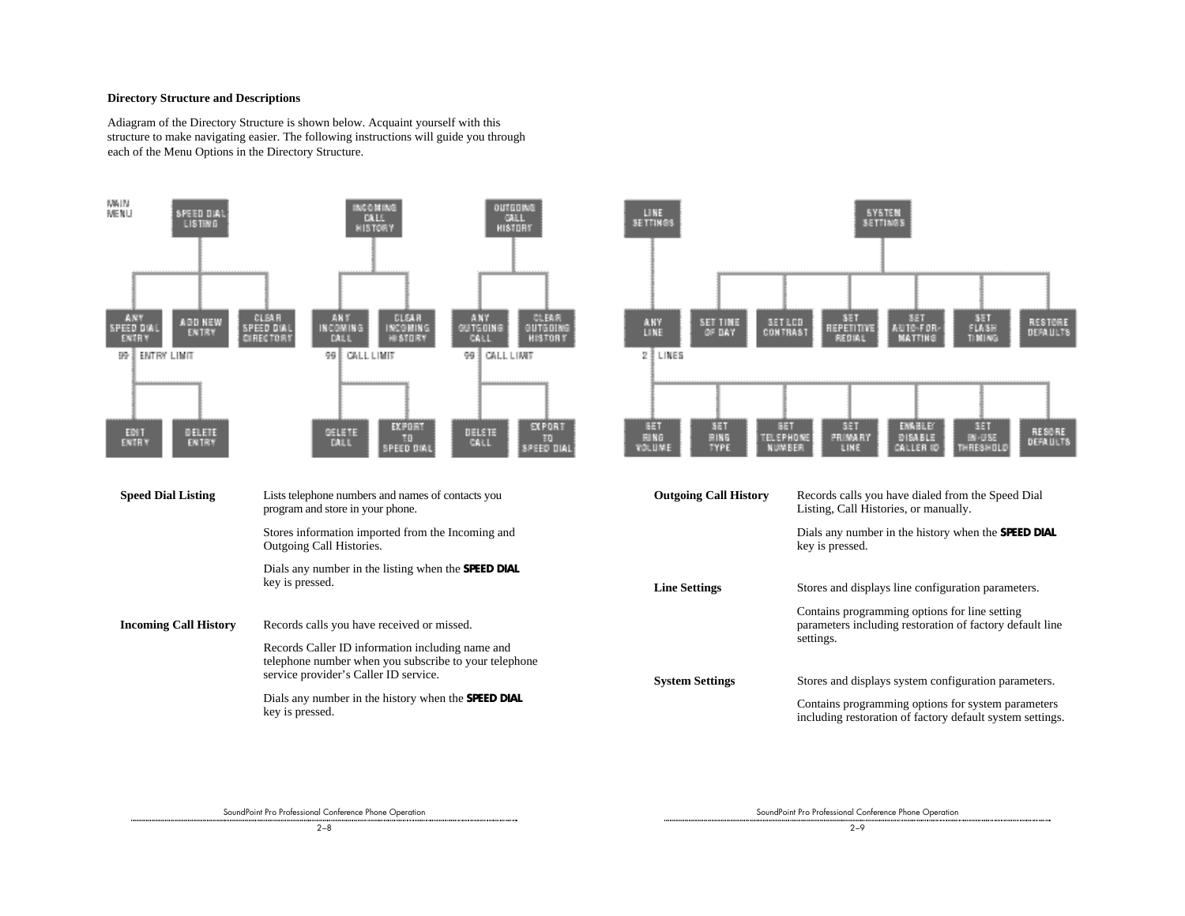**Directory Structure and Descriptions**

Adiagram of the Directory Structure is shown below. Acquaint yourself with this structure to make navigating easier. The following instructions will guide you through each of the Menu Options in the Directory Structure.

MAIN MENU

- SPEED DIAL LISTING
  - ANY SPEED DIAL ENTRY (99 ENTRY LIMIT)
    - EDIT ENTRY
    - DELETE ENTRY
  - ADD NEW ENTRY
  - CLEAR SPEED DIAL DIRECTORY
- INCOMING CALL HISTORY
  - ANY INCOMING CALL (99 CALL LIMIT)
    - DELETE CALL
    - EXPORT TO SPEED DIAL
  - CLEAR INCOMING HISTORY
- OUTGOING CALL HISTORY
  - ANY OUTGOING CALL (99 CALL LIMIT)
    - DELETE CALL
    - EXPORT TO SPEED DIAL
  - CLEAR OUTGOING HISTORY
- LINE SETTINGS
  - ANY LINE (2 LINES)
    - SET RING VOLUME
    - SET RING TYPE
    - SET TELEPHONE NUMBER
    - SET PRIMARY LINE
    - ENABLE/ DISABLE CALLER ID
    - SET IN-USE THRESHOLD
    - RESORE DEFAULTS
- SYSTEM SETTINGS
  - SET TIME OF DAY
  - SET LCD CONTRAST
  - SET REPETITIVE REDIAL
  - SET AUTO-FOR-MATTING
  - SET FLASH TIMING
  - RESTORE DEFAULTS

| | |
|---|---|
| **Speed Dial Listing** | Lists telephone numbers and names of contacts you program and store in your phone. |
| | Stores information imported from the Incoming and Outgoing Call Histories. |
| | Dials any number in the listing when the **SPEED DIAL** key is pressed. |
| **Incoming Call History** | Records calls you have received or missed. |
| | Records Caller ID information including name and telephone number when you subscribe to your telephone service provider's Caller ID service. |
| | Dials any number in the history when the **SPEED DIAL** key is pressed. |
| **Outgoing Call History** | Records calls you have dialed from the Speed Dial Listing, Call Histories, or manually. |
| | Dials any number in the history when the **SPEED DIAL** key is pressed. |
| **Line Settings** | Stores and displays line configuration parameters. |
| | Contains programming options for line setting parameters including restoration of factory default line settings. |
| **System Settings** | Stores and displays system configuration parameters. |
| | Contains programming options for system parameters including restoration of factory default system settings. |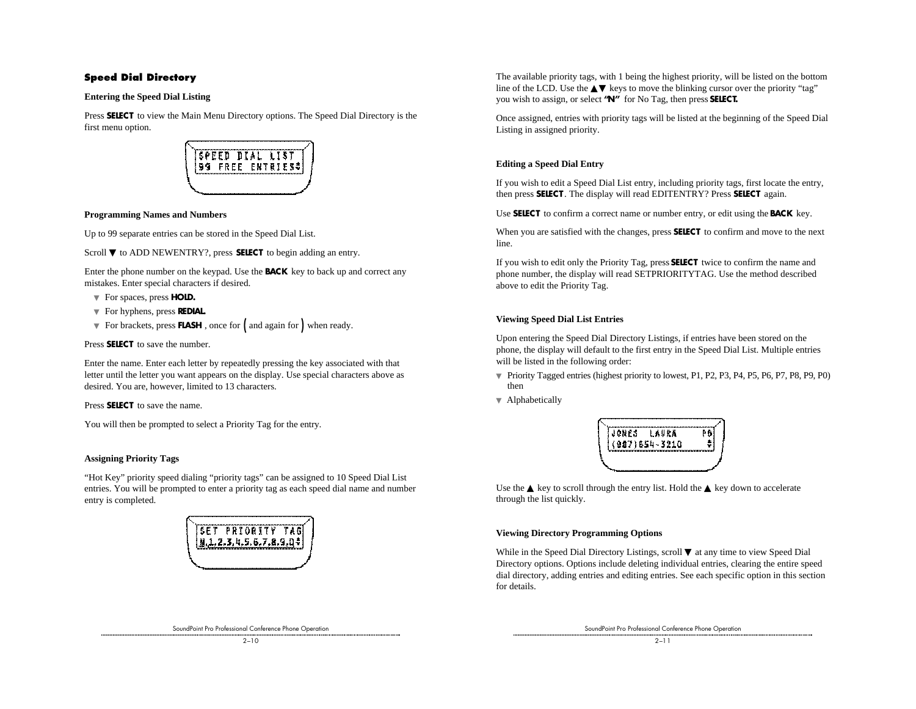## Speed Dial Directory

### Entering the Speed Dial Listing

Press **SELECT** to view the Main Menu Directory options. The Speed Dial Directory is the first menu option.

```
SPEED DIAL LIST
99 FREE ENTRIES
```

### Programming Names and Numbers

Up to 99 separate entries can be stored in the Speed Dial List.

Scroll ▼ to ADD NEWENTRY?, press **SELECT** to begin adding an entry.

Enter the phone number on the keypad. Use the **BACK** key to back up and correct any mistakes. Enter special characters if desired.

- For spaces, press **HOLD.**
- For hyphens, press **REDIAL.**
- For brackets, press **FLASH** , once for ( and again for ) when ready.

Press **SELECT** to save the number.

Enter the name. Enter each letter by repeatedly pressing the key associated with that letter until the letter you want appears on the display. Use special characters above as desired. You are, however, limited to 13 characters.

Press **SELECT** to save the name.

You will then be prompted to select a Priority Tag for the entry.

### Assigning Priority Tags

"Hot Key" priority speed dialing "priority tags" can be assigned to 10 Speed Dial List entries. You will be prompted to enter a priority tag as each speed dial name and number entry is completed.

```
SET PRIORITY TAG
N,1,2,3,4,5,6,7,8,9,0
```

The available priority tags, with 1 being the highest priority, will be listed on the bottom line of the LCD. Use the ▲▼ keys to move the blinking cursor over the priority "tag" you wish to assign, or select **"N"** for No Tag, then press **SELECT.**

Once assigned, entries with priority tags will be listed at the beginning of the Speed Dial Listing in assigned priority.

### Editing a Speed Dial Entry

If you wish to edit a Speed Dial List entry, including priority tags, first locate the entry, then press **SELECT**. The display will read EDITENTRY? Press **SELECT** again.

Use **SELECT** to confirm a correct name or number entry, or edit using the **BACK** key.

When you are satisfied with the changes, press **SELECT** to confirm and move to the next line.

If you wish to edit only the Priority Tag, press **SELECT** twice to confirm the name and phone number, the display will read SETPRIORITYTAG. Use the method described above to edit the Priority Tag.

### Viewing Speed Dial List Entries

Upon entering the Speed Dial Directory Listings, if entries have been stored on the phone, the display will default to the first entry in the Speed Dial List. Multiple entries will be listed in the following order:

- Priority Tagged entries (highest priority to lowest, P1, P2, P3, P4, P5, P6, P7, P8, P9, P0) then
- Alphabetically

```
JONES  LAURA     P6
(987)654-3210
```

Use the ▲ key to scroll through the entry list. Hold the ▲ key down to accelerate through the list quickly.

### Viewing Directory Programming Options

While in the Speed Dial Directory Listings, scroll ▼ at any time to view Speed Dial Directory options. Options include deleting individual entries, clearing the entire speed dial directory, adding entries and editing entries. See each specific option in this section for details.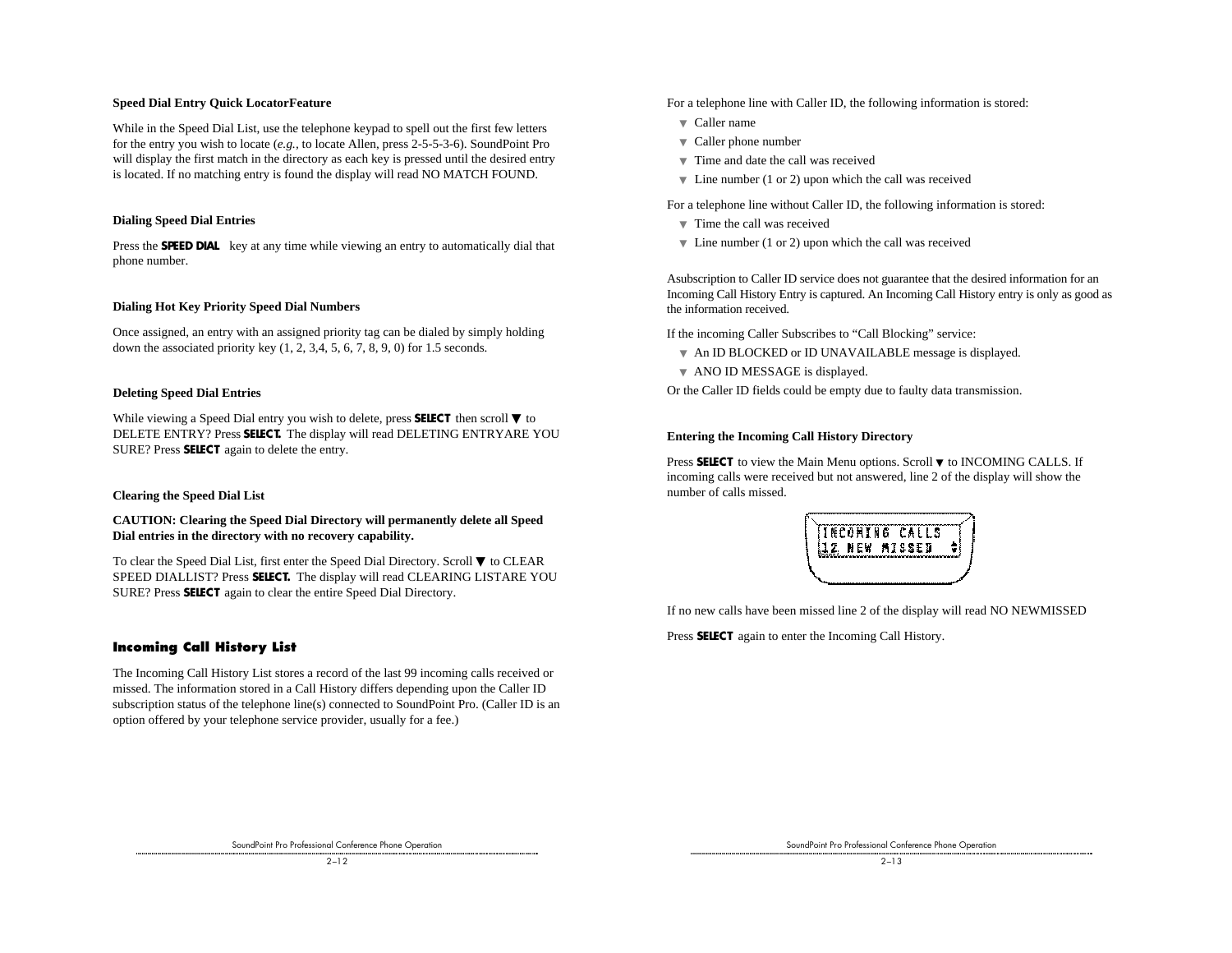**Speed Dial Entry Quick LocatorFeature**

While in the Speed Dial List, use the telephone keypad to spell out the first few letters for the entry you wish to locate (*e.g.*, to locate Allen, press 2-5-5-3-6). SoundPoint Pro will display the first match in the directory as each key is pressed until the desired entry is located. If no matching entry is found the display will read NO MATCH FOUND.

**Dialing Speed Dial Entries**

Press the **SPEED DIAL** key at any time while viewing an entry to automatically dial that phone number.

**Dialing Hot Key Priority Speed Dial Numbers**

Once assigned, an entry with an assigned priority tag can be dialed by simply holding down the associated priority key (1, 2, 3,4, 5, 6, 7, 8, 9, 0) for 1.5 seconds.

**Deleting Speed Dial Entries**

While viewing a Speed Dial entry you wish to delete, press **SELECT** then scroll ▼ to DELETE ENTRY? Press **SELECT.** The display will read DELETING ENTRYARE YOU SURE? Press **SELECT** again to delete the entry.

**Clearing the Speed Dial List**

**CAUTION: Clearing the Speed Dial Directory will permanently delete all Speed Dial entries in the directory with no recovery capability.**

To clear the Speed Dial List, first enter the Speed Dial Directory. Scroll ▼ to CLEAR SPEED DIALLIST? Press **SELECT.** The display will read CLEARING LISTARE YOU SURE? Press **SELECT** again to clear the entire Speed Dial Directory.

## Incoming Call History List

The Incoming Call History List stores a record of the last 99 incoming calls received or missed. The information stored in a Call History differs depending upon the Caller ID subscription status of the telephone line(s) connected to SoundPoint Pro. (Caller ID is an option offered by your telephone service provider, usually for a fee.)

For a telephone line with Caller ID, the following information is stored:

- Caller name
- Caller phone number
- Time and date the call was received
- Line number (1 or 2) upon which the call was received

For a telephone line without Caller ID, the following information is stored:

- Time the call was received
- Line number (1 or 2) upon which the call was received

Asubscription to Caller ID service does not guarantee that the desired information for an Incoming Call History Entry is captured. An Incoming Call History entry is only as good as the information received.

If the incoming Caller Subscribes to "Call Blocking" service:

- An ID BLOCKED or ID UNAVAILABLE message is displayed.
- ANO ID MESSAGE is displayed.

Or the Caller ID fields could be empty due to faulty data transmission.

**Entering the Incoming Call History Directory**

Press **SELECT** to view the Main Menu options. Scroll ▼ to INCOMING CALLS. If incoming calls were received but not answered, line 2 of the display will show the number of calls missed.

```
INCOMING CALLS
12 NEW MISSED
```

If no new calls have been missed line 2 of the display will read NO NEWMISSED

Press **SELECT** again to enter the Incoming Call History.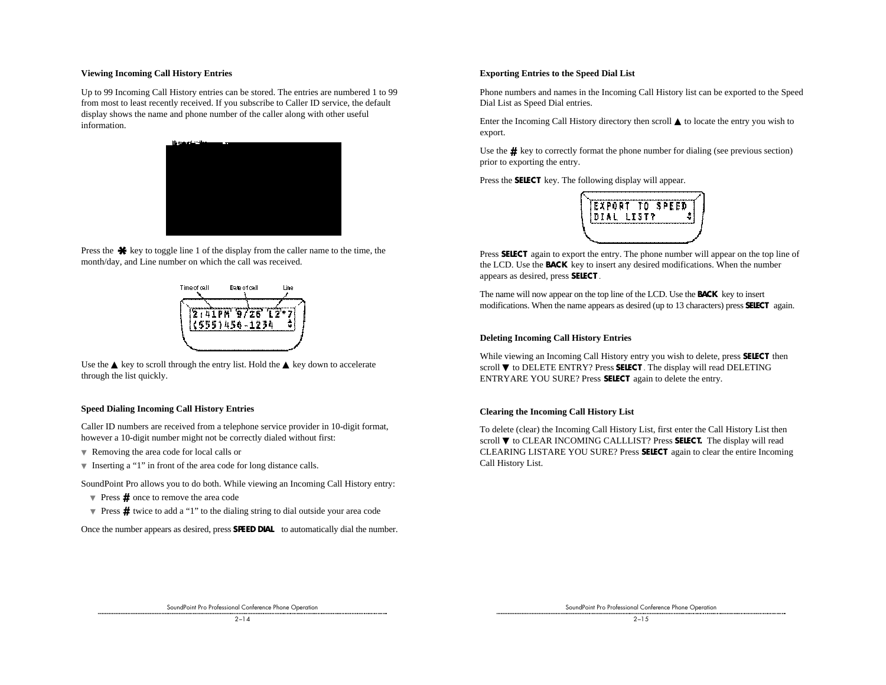### Viewing Incoming Call History Entries

Up to 99 Incoming Call History entries can be stored. The entries are numbered 1 to 99 from most to least recently received. If you subscribe to Caller ID service, the default display shows the name and phone number of the caller along with other useful information.

Press the ✱ key to toggle line 1 of the display from the caller name to the time, the month/day, and Line number on which the call was received.

Time of call　Date of call　Line

```
2:41PM 9/26 L2*7
(555)456-1234
```

Use the ▲ key to scroll through the entry list. Hold the ▲ key down to accelerate through the list quickly.

### Speed Dialing Incoming Call History Entries

Caller ID numbers are received from a telephone service provider in 10-digit format, however a 10-digit number might not be correctly dialed without first:

- Removing the area code for local calls or
- Inserting a "1" in front of the area code for long distance calls.

SoundPoint Pro allows you to do both. While viewing an Incoming Call History entry:

- Press # once to remove the area code
- Press # twice to add a "1" to the dialing string to dial outside your area code

Once the number appears as desired, press **SPEED DIAL** to automatically dial the number.

### Exporting Entries to the Speed Dial List

Phone numbers and names in the Incoming Call History list can be exported to the Speed Dial List as Speed Dial entries.

Enter the Incoming Call History directory then scroll ▲ to locate the entry you wish to export.

Use the # key to correctly format the phone number for dialing (see previous section) prior to exporting the entry.

Press the **SELECT** key. The following display will appear.

```
EXPORT TO SPEED
DIAL LIST?
```

Press **SELECT** again to export the entry. The phone number will appear on the top line of the LCD. Use the **BACK** key to insert any desired modifications. When the number appears as desired, press **SELECT**.

The name will now appear on the top line of the LCD. Use the **BACK** key to insert modifications. When the name appears as desired (up to 13 characters) press **SELECT** again.

### Deleting Incoming Call History Entries

While viewing an Incoming Call History entry you wish to delete, press **SELECT** then scroll ▼ to DELETE ENTRY? Press **SELECT**. The display will read DELETING ENTRYARE YOU SURE? Press **SELECT** again to delete the entry.

### Clearing the Incoming Call History List

To delete (clear) the Incoming Call History List, first enter the Call History List then scroll ▼ to CLEAR INCOMING CALLLIST? Press **SELECT.** The display will read CLEARING LISTARE YOU SURE? Press **SELECT** again to clear the entire Incoming Call History List.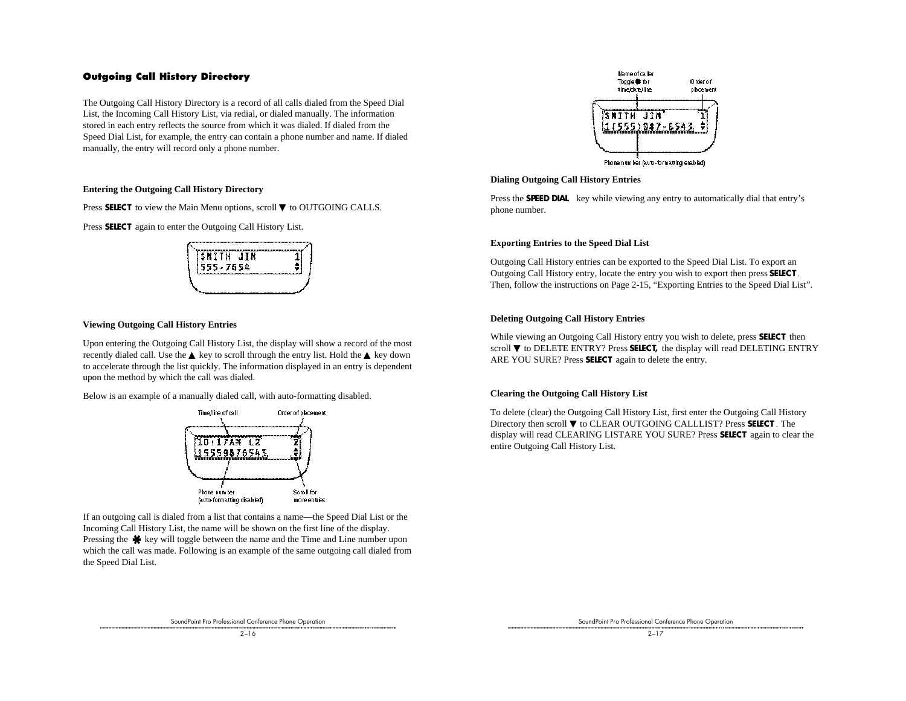## Outgoing Call History Directory

The Outgoing Call History Directory is a record of all calls dialed from the Speed Dial List, the Incoming Call History List, via redial, or dialed manually. The information stored in each entry reflects the source from which it was dialed. If dialed from the Speed Dial List, for example, the entry can contain a phone number and name. If dialed manually, the entry will record only a phone number.

### Entering the Outgoing Call History Directory

Press **SELECT** to view the Main Menu options, scroll ▼ to OUTGOING CALLS.

Press **SELECT** again to enter the Outgoing Call History List.

```
SMITH JIM        1
555-7654         ⇕
```

### Viewing Outgoing Call History Entries

Upon entering the Outgoing Call History List, the display will show a record of the most recently dialed call. Use the ▲ key to scroll through the entry list. Hold the ▲ key down to accelerate through the list quickly. The information displayed in an entry is dependent upon the method by which the call was dialed.

Below is an example of a manually dialed call, with auto-formatting disabled.

```
10:17AM L2       2
15559876543      ⇕
```

Time/line of call — Order of placement — Phone number (auto-formatting disabled) — Scroll for more entries

If an outgoing call is dialed from a list that contains a name—the Speed Dial List or the Incoming Call History List, the name will be shown on the first line of the display. Pressing the ✱ key will toggle between the name and the Time and Line number upon which the call was made. Following is an example of the same outgoing call dialed from the Speed Dial List.

```
SMITH JIM        1
1(555)987-6543   ⇕
```

Name of caller Toggle ✱ for time/date/line — Order of placement — Phone number (auto-formatting enabled)

### Dialing Outgoing Call History Entries

Press the **SPEED DIAL** key while viewing any entry to automatically dial that entry's phone number.

### Exporting Entries to the Speed Dial List

Outgoing Call History entries can be exported to the Speed Dial List. To export an Outgoing Call History entry, locate the entry you wish to export then press **SELECT**. Then, follow the instructions on Page 2-15, "Exporting Entries to the Speed Dial List".

### Deleting Outgoing Call History Entries

While viewing an Outgoing Call History entry you wish to delete, press **SELECT** then scroll ▼ to DELETE ENTRY? Press **SELECT,** the display will read DELETING ENTRY ARE YOU SURE? Press **SELECT** again to delete the entry.

### Clearing the Outgoing Call History List

To delete (clear) the Outgoing Call History List, first enter the Outgoing Call History Directory then scroll ▼ to CLEAR OUTGOING CALLLIST? Press **SELECT**. The display will read CLEARING LISTARE YOU SURE? Press **SELECT** again to clear the entire Outgoing Call History List.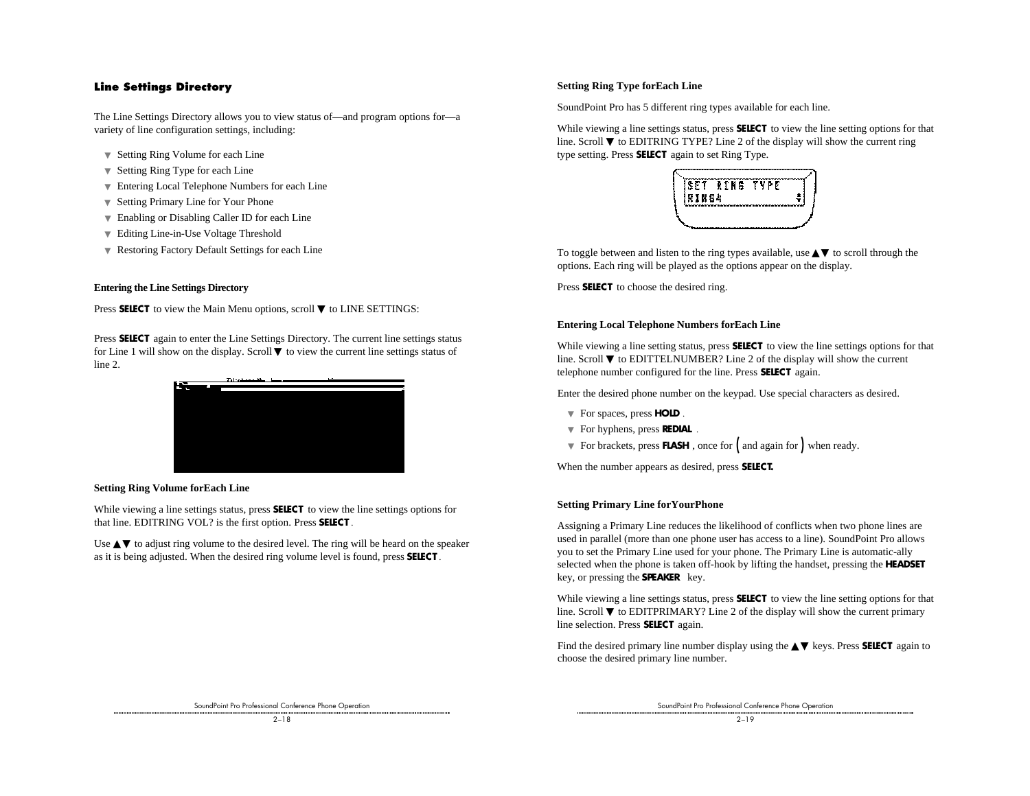## Line Settings Directory

The Line Settings Directory allows you to view status of—and program options for—a variety of line configuration settings, including:

- Setting Ring Volume for each Line
- Setting Ring Type for each Line
- Entering Local Telephone Numbers for each Line
- Setting Primary Line for Your Phone
- Enabling or Disabling Caller ID for each Line
- Editing Line-in-Use Voltage Threshold
- Restoring Factory Default Settings for each Line

### Entering the Line Settings Directory

Press **SELECT** to view the Main Menu options, scroll ▼ to LINE SETTINGS:

Press **SELECT** again to enter the Line Settings Directory. The current line settings status for Line 1 will show on the display. Scroll ▼ to view the current line settings status of line 2.

### Setting Ring Volume forEach Line

While viewing a line settings status, press **SELECT** to view the line settings options for that line. EDITRING VOL? is the first option. Press **SELECT**.

Use ▲▼ to adjust ring volume to the desired level. The ring will be heard on the speaker as it is being adjusted. When the desired ring volume level is found, press **SELECT**.

### Setting Ring Type forEach Line

SoundPoint Pro has 5 different ring types available for each line.

While viewing a line settings status, press **SELECT** to view the line setting options for that line. Scroll ▼ to EDITRING TYPE? Line 2 of the display will show the current ring type setting. Press **SELECT** again to set Ring Type.

```
SET RING TYPE
RING4
```

To toggle between and listen to the ring types available, use ▲▼ to scroll through the options. Each ring will be played as the options appear on the display.

Press **SELECT** to choose the desired ring.

### Entering Local Telephone Numbers forEach Line

While viewing a line setting status, press **SELECT** to view the line settings options for that line. Scroll ▼ to EDITTELNUMBER? Line 2 of the display will show the current telephone number configured for the line. Press **SELECT** again.

Enter the desired phone number on the keypad. Use special characters as desired.

- For spaces, press **HOLD**.
- For hyphens, press **REDIAL**.
- For brackets, press **FLASH**, once for ( and again for ) when ready.

When the number appears as desired, press **SELECT.**

### Setting Primary Line forYourPhone

Assigning a Primary Line reduces the likelihood of conflicts when two phone lines are used in parallel (more than one phone user has access to a line). SoundPoint Pro allows you to set the Primary Line used for your phone. The Primary Line is automatic-ally selected when the phone is taken off-hook by lifting the handset, pressing the **HEADSET** key, or pressing the **SPEAKER** key.

While viewing a line settings status, press **SELECT** to view the line setting options for that line. Scroll ▼ to EDITPRIMARY? Line 2 of the display will show the current primary line selection. Press **SELECT** again.

Find the desired primary line number display using the ▲▼ keys. Press **SELECT** again to choose the desired primary line number.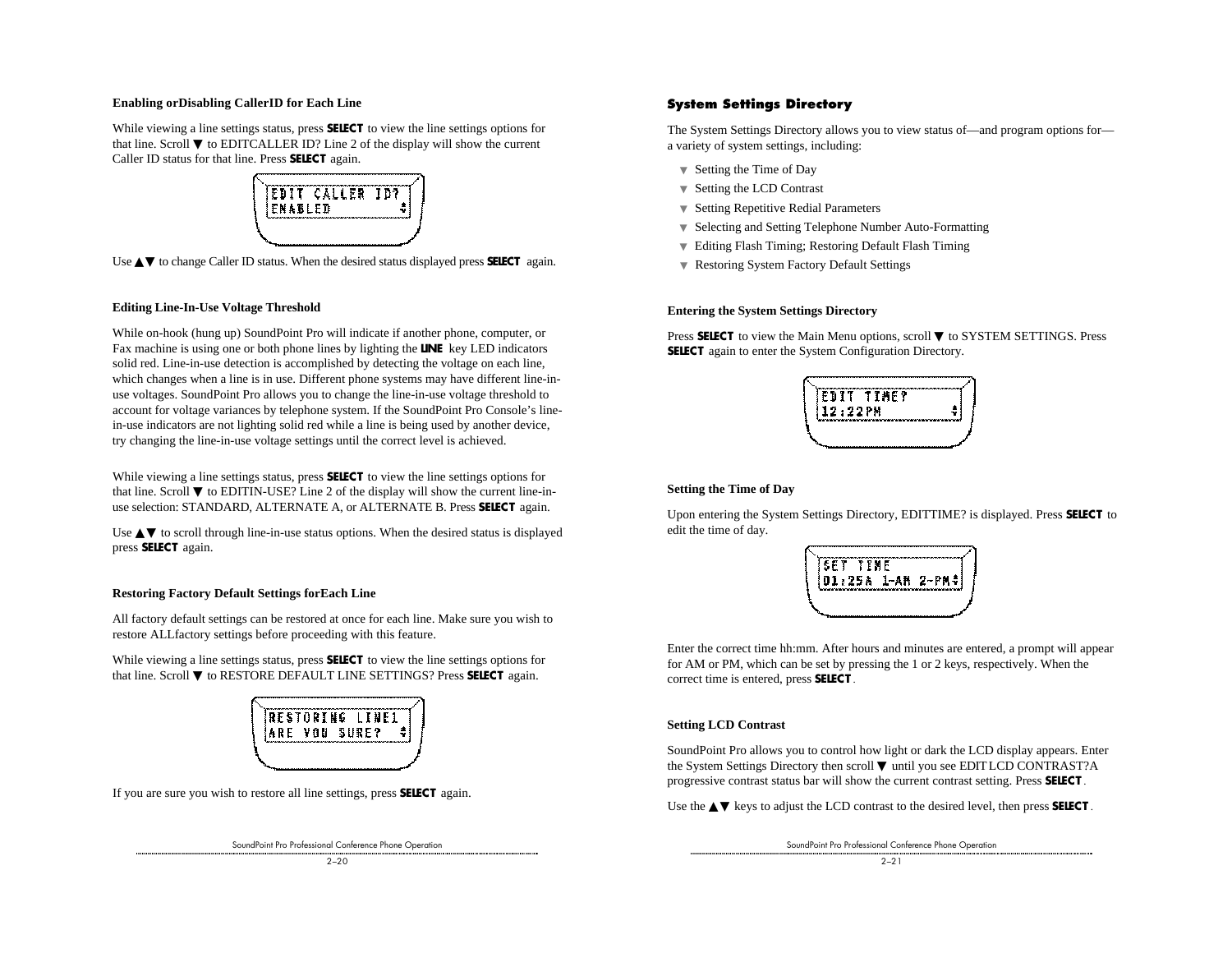#### Enabling orDisabling CallerID for Each Line

While viewing a line settings status, press **SELECT** to view the line settings options for that line. Scroll ▼ to EDITCALLER ID? Line 2 of the display will show the current Caller ID status for that line. Press **SELECT** again.

```
EDIT CALLER ID?
ENABLED        ⇕
```

Use ▲▼ to change Caller ID status. When the desired status displayed press **SELECT** again.

#### Editing Line-In-Use Voltage Threshold

While on-hook (hung up) SoundPoint Pro will indicate if another phone, computer, or Fax machine is using one or both phone lines by lighting the **LINE** key LED indicators solid red. Line-in-use detection is accomplished by detecting the voltage on each line, which changes when a line is in use. Different phone systems may have different line-in-use voltages. SoundPoint Pro allows you to change the line-in-use voltage threshold to account for voltage variances by telephone system. If the SoundPoint Pro Console's line-in-use indicators are not lighting solid red while a line is being used by another device, try changing the line-in-use voltage settings until the correct level is achieved.

While viewing a line settings status, press **SELECT** to view the line settings options for that line. Scroll ▼ to EDITIN-USE? Line 2 of the display will show the current line-in-use selection: STANDARD, ALTERNATE A, or ALTERNATE B. Press **SELECT** again.

Use ▲▼ to scroll through line-in-use status options. When the desired status is displayed press **SELECT** again.

#### Restoring Factory Default Settings forEach Line

All factory default settings can be restored at once for each line. Make sure you wish to restore ALLfactory settings before proceeding with this feature.

While viewing a line settings status, press **SELECT** to view the line settings options for that line. Scroll ▼ to RESTORE DEFAULT LINE SETTINGS? Press **SELECT** again.

```
RESTORING LINE1
ARE YOU SURE?  ⇕
```

If you are sure you wish to restore all line settings, press **SELECT** again.

### System Settings Directory

The System Settings Directory allows you to view status of—and program options for—a variety of system settings, including:

- Setting the Time of Day
- Setting the LCD Contrast
- Setting Repetitive Redial Parameters
- Selecting and Setting Telephone Number Auto-Formatting
- Editing Flash Timing; Restoring Default Flash Timing
- Restoring System Factory Default Settings

#### Entering the System Settings Directory

Press **SELECT** to view the Main Menu options, scroll ▼ to SYSTEM SETTINGS. Press **SELECT** again to enter the System Configuration Directory.

```
EDIT TIME?
12:22PM        ⇕
```

#### Setting the Time of Day

Upon entering the System Settings Directory, EDITTIME? is displayed. Press **SELECT** to edit the time of day.

```
SET TIME
01:25A 1-AM 2-PM⇕
```

Enter the correct time hh:mm. After hours and minutes are entered, a prompt will appear for AM or PM, which can be set by pressing the 1 or 2 keys, respectively. When the correct time is entered, press **SELECT**.

#### Setting LCD Contrast

SoundPoint Pro allows you to control how light or dark the LCD display appears. Enter the System Settings Directory then scroll ▼ until you see EDIT LCD CONTRAST?A progressive contrast status bar will show the current contrast setting. Press **SELECT**.

Use the ▲▼ keys to adjust the LCD contrast to the desired level, then press **SELECT**.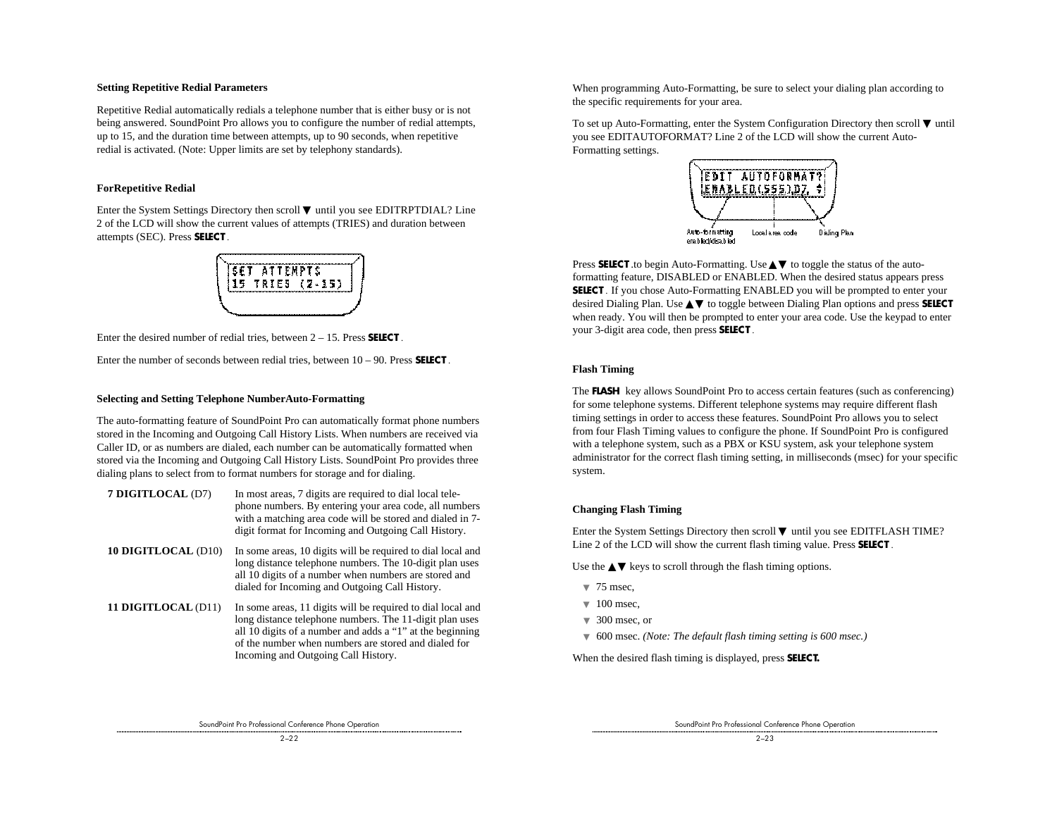### Setting Repetitive Redial Parameters

Repetitive Redial automatically redials a telephone number that is either busy or is not being answered. SoundPoint Pro allows you to configure the number of redial attempts, up to 15, and the duration time between attempts, up to 90 seconds, when repetitive redial is activated. (Note: Upper limits are set by telephony standards).

### ForRepetitive Redial

Enter the System Settings Directory then scroll ▼ until you see EDITRPTDIAL? Line 2 of the LCD will show the current values of attempts (TRIES) and duration between attempts (SEC). Press **SELECT**.

```
SET ATTEMPTS
15 TRIES (2-15)
```

Enter the desired number of redial tries, between 2 – 15. Press **SELECT**.

Enter the number of seconds between redial tries, between 10 – 90. Press **SELECT**.

### Selecting and Setting Telephone NumberAuto-Formatting

The auto-formatting feature of SoundPoint Pro can automatically format phone numbers stored in the Incoming and Outgoing Call History Lists. When numbers are received via Caller ID, or as numbers are dialed, each number can be automatically formatted when stored via the Incoming and Outgoing Call History Lists. SoundPoint Pro provides three dialing plans to select from to format numbers for storage and for dialing.

**7 DIGITLOCAL** (D7) — In most areas, 7 digits are required to dial local telephone numbers. By entering your area code, all numbers with a matching area code will be stored and dialed in 7-digit format for Incoming and Outgoing Call History.

**10 DIGITLOCAL** (D10) — In some areas, 10 digits will be required to dial local and long distance telephone numbers. The 10-digit plan uses all 10 digits of a number when numbers are stored and dialed for Incoming and Outgoing Call History.

**11 DIGITLOCAL** (D11) — In some areas, 11 digits will be required to dial local and long distance telephone numbers. The 11-digit plan uses all 10 digits of a number and adds a "1" at the beginning of the number when numbers are stored and dialed for Incoming and Outgoing Call History.

When programming Auto-Formatting, be sure to select your dialing plan according to the specific requirements for your area.

To set up Auto-Formatting, enter the System Configuration Directory then scroll ▼ until you see EDITAUTOFORMAT? Line 2 of the LCD will show the current Auto-Formatting settings.

```
EDIT AUTOFORMAT?
ENABLED(555)D7, ↕
```

Auto-formatting enabled/disabled — Local area code — Dialing Plan

Press **SELECT**.to begin Auto-Formatting. Use ▲▼ to toggle the status of the auto-formatting feature, DISABLED or ENABLED. When the desired status appears press **SELECT**. If you chose Auto-Formatting ENABLED you will be prompted to enter your desired Dialing Plan. Use ▲▼ to toggle between Dialing Plan options and press **SELECT** when ready. You will then be prompted to enter your area code. Use the keypad to enter your 3-digit area code, then press **SELECT**.

### Flash Timing

The **FLASH** key allows SoundPoint Pro to access certain features (such as conferencing) for some telephone systems. Different telephone systems may require different flash timing settings in order to access these features. SoundPoint Pro allows you to select from four Flash Timing values to configure the phone. If SoundPoint Pro is configured with a telephone system, such as a PBX or KSU system, ask your telephone system administrator for the correct flash timing setting, in milliseconds (msec) for your specific system.

### Changing Flash Timing

Enter the System Settings Directory then scroll ▼ until you see EDITFLASH TIME? Line 2 of the LCD will show the current flash timing value. Press **SELECT**.

Use the ▲▼ keys to scroll through the flash timing options.

- 75 msec,
- 100 msec,
- 300 msec, or
- 600 msec. *(Note: The default flash timing setting is 600 msec.)*

When the desired flash timing is displayed, press **SELECT.**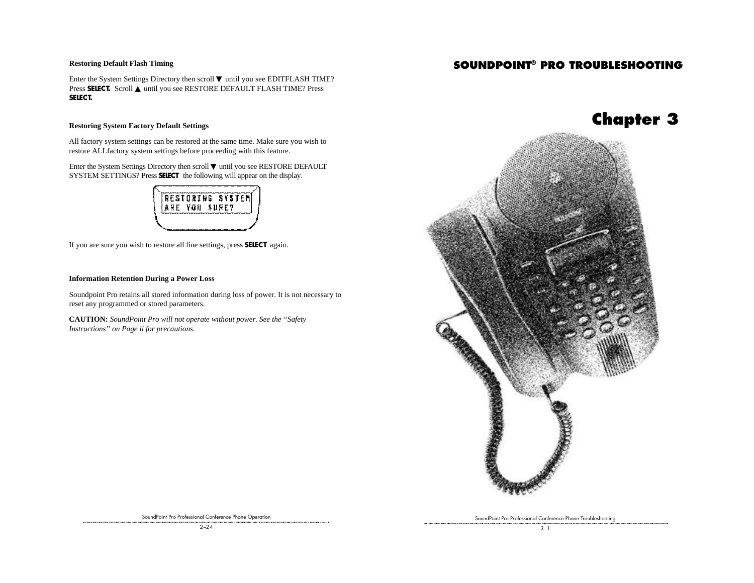### Restoring Default Flash Timing

Enter the System Settings Directory then scroll ▼ until you see EDITFLASH TIME? Press **SELECT.** Scroll ▲ until you see RESTORE DEFAULT FLASH TIME? Press **SELECT.**

### Restoring System Factory Default Settings

All factory system settings can be restored at the same time. Make sure you wish to restore ALLfactory system settings before proceeding with this feature.

Enter the System Settings Directory then scroll ▼ until you see RESTORE DEFAULT SYSTEM SETTINGS? Press **SELECT** the following will appear on the display.

```
RESTORING SYSTEM
ARE YOU SURE?
```

If you are sure you wish to restore all line settings, press **SELECT** again.

### Information Retention During a Power Loss

Soundpoint Pro retains all stored information during loss of power. It is not necessary to reset any programmed or stored parameters.

**CAUTION:** *SoundPoint Pro will not operate without power. See the "Safety Instructions" on Page ii for precautions.*

## SOUNDPOINT® PRO TROUBLESHOOTING

# Chapter 3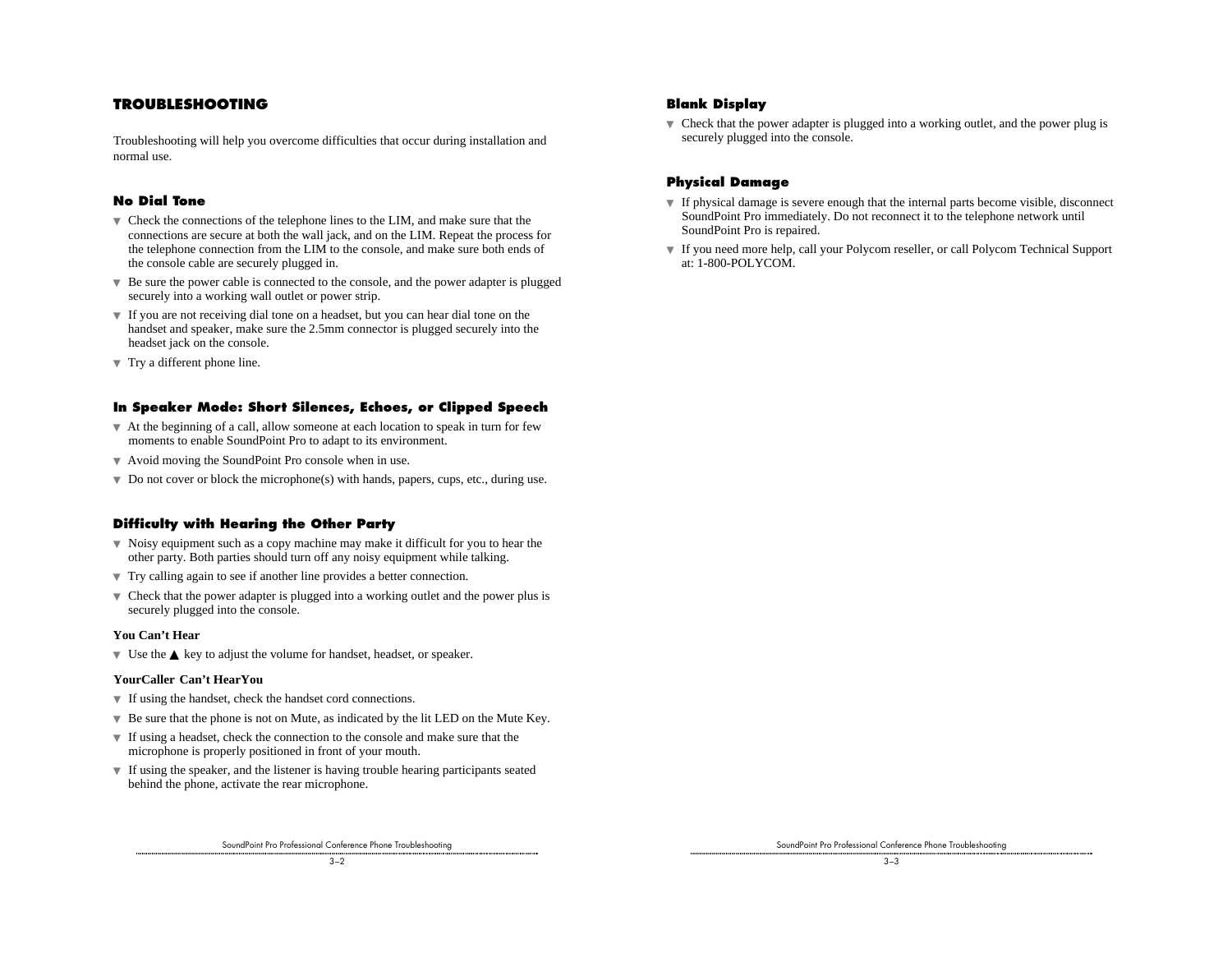# TROUBLESHOOTING

Troubleshooting will help you overcome difficulties that occur during installation and normal use.

## No Dial Tone

- Check the connections of the telephone lines to the LIM, and make sure that the connections are secure at both the wall jack, and on the LIM. Repeat the process for the telephone connection from the LIM to the console, and make sure both ends of the console cable are securely plugged in.
- Be sure the power cable is connected to the console, and the power adapter is plugged securely into a working wall outlet or power strip.
- If you are not receiving dial tone on a headset, but you can hear dial tone on the handset and speaker, make sure the 2.5mm connector is plugged securely into the headset jack on the console.
- Try a different phone line.

## In Speaker Mode: Short Silences, Echoes, or Clipped Speech

- At the beginning of a call, allow someone at each location to speak in turn for few moments to enable SoundPoint Pro to adapt to its environment.
- Avoid moving the SoundPoint Pro console when in use.
- Do not cover or block the microphone(s) with hands, papers, cups, etc., during use.

## Difficulty with Hearing the Other Party

- Noisy equipment such as a copy machine may make it difficult for you to hear the other party. Both parties should turn off any noisy equipment while talking.
- Try calling again to see if another line provides a better connection.
- Check that the power adapter is plugged into a working outlet and the power plus is securely plugged into the console.

**You Can’t Hear**

- Use the ▲ key to adjust the volume for handset, headset, or speaker.

**YourCaller Can’t HearYou**

- If using the handset, check the handset cord connections.
- Be sure that the phone is not on Mute, as indicated by the lit LED on the Mute Key.
- If using a headset, check the connection to the console and make sure that the microphone is properly positioned in front of your mouth.
- If using the speaker, and the listener is having trouble hearing participants seated behind the phone, activate the rear microphone.

## Blank Display

- Check that the power adapter is plugged into a working outlet, and the power plug is securely plugged into the console.

## Physical Damage

- If physical damage is severe enough that the internal parts become visible, disconnect SoundPoint Pro immediately. Do not reconnect it to the telephone network until SoundPoint Pro is repaired.
- If you need more help, call your Polycom reseller, or call Polycom Technical Support at: 1-800-POLYCOM.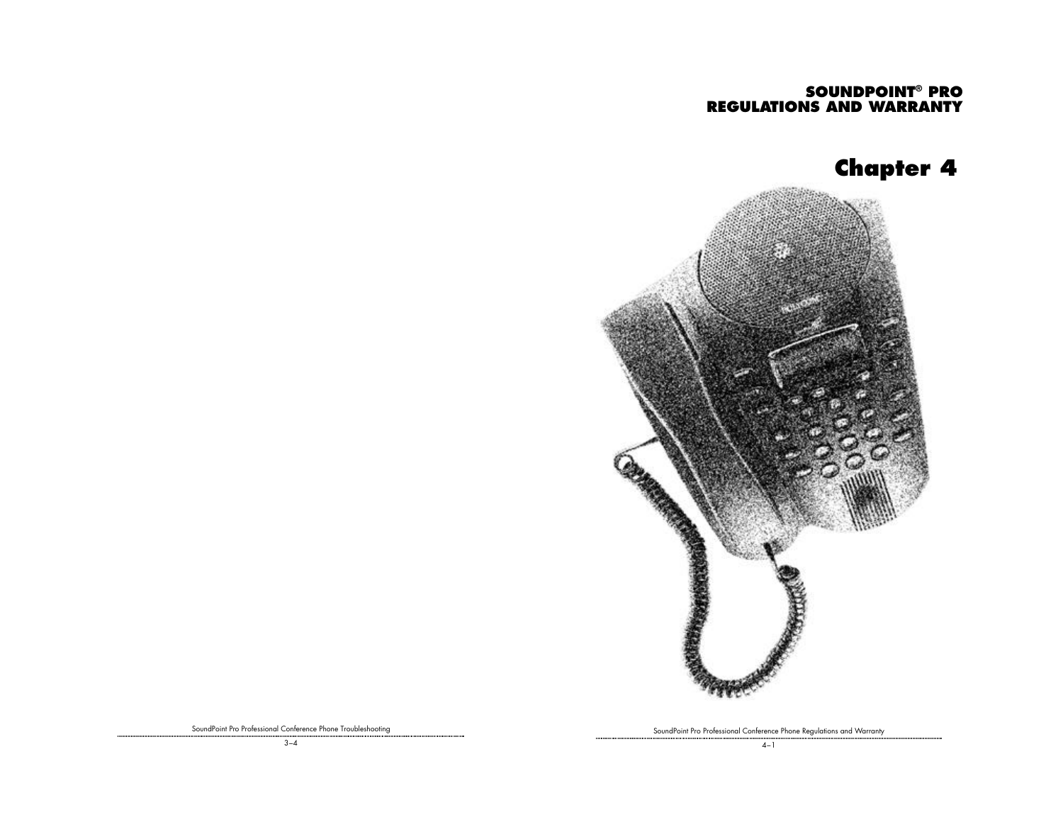# SOUNDPOINT® PRO REGULATIONS AND WARRANTY

# Chapter 4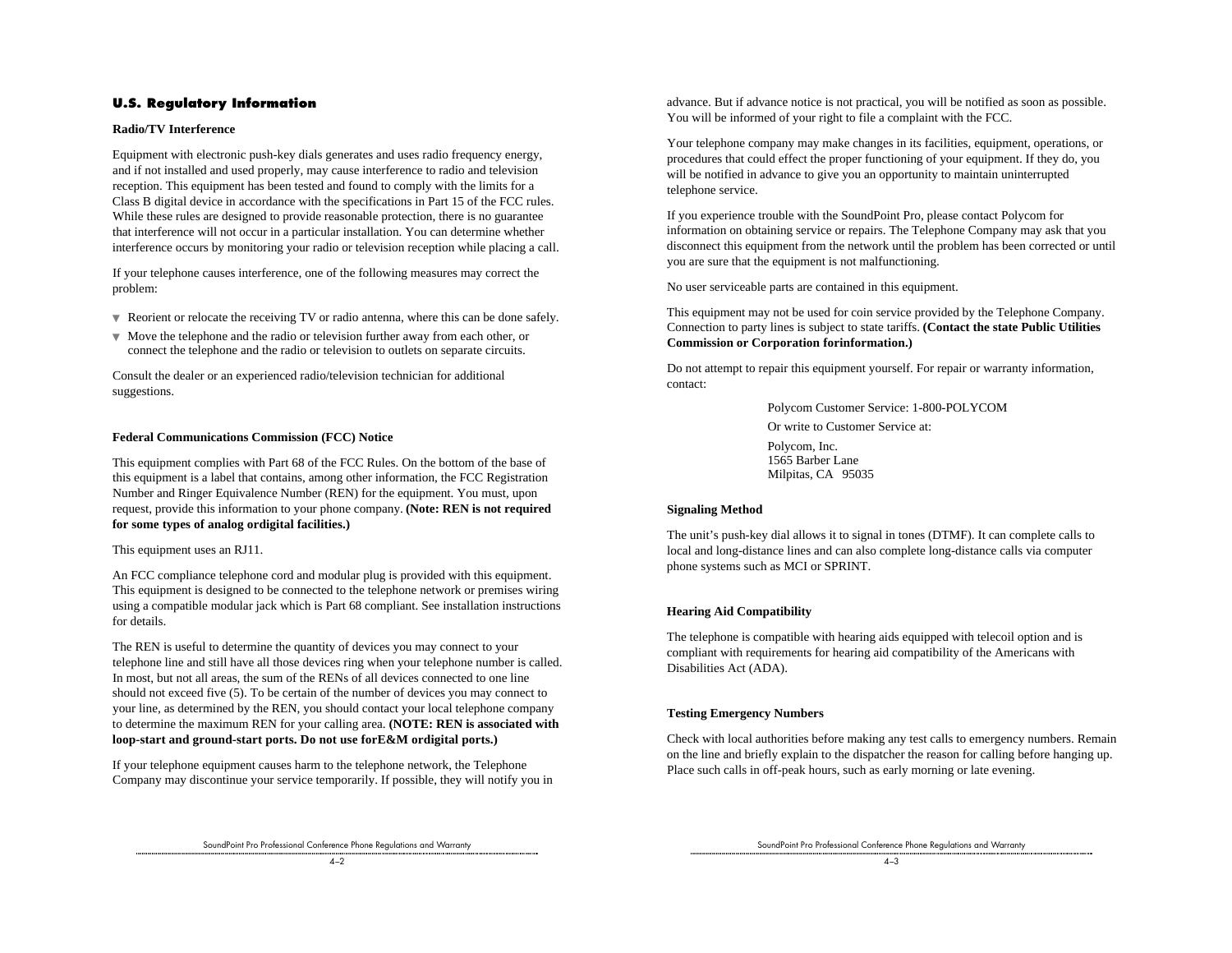## U.S. Regulatory Information

### Radio/TV Interference

Equipment with electronic push-key dials generates and uses radio frequency energy, and if not installed and used properly, may cause interference to radio and television reception. This equipment has been tested and found to comply with the limits for a Class B digital device in accordance with the specifications in Part 15 of the FCC rules. While these rules are designed to provide reasonable protection, there is no guarantee that interference will not occur in a particular installation. You can determine whether interference occurs by monitoring your radio or television reception while placing a call.

If your telephone causes interference, one of the following measures may correct the problem:

- Reorient or relocate the receiving TV or radio antenna, where this can be done safely.
- Move the telephone and the radio or television further away from each other, or connect the telephone and the radio or television to outlets on separate circuits.

Consult the dealer or an experienced radio/television technician for additional suggestions.

### Federal Communications Commission (FCC) Notice

This equipment complies with Part 68 of the FCC Rules. On the bottom of the base of this equipment is a label that contains, among other information, the FCC Registration Number and Ringer Equivalence Number (REN) for the equipment. You must, upon request, provide this information to your phone company. **(Note: REN is not required for some types of analog ordigital facilities.)**

This equipment uses an RJ11.

An FCC compliance telephone cord and modular plug is provided with this equipment. This equipment is designed to be connected to the telephone network or premises wiring using a compatible modular jack which is Part 68 compliant. See installation instructions for details.

The REN is useful to determine the quantity of devices you may connect to your telephone line and still have all those devices ring when your telephone number is called. In most, but not all areas, the sum of the RENs of all devices connected to one line should not exceed five (5). To be certain of the number of devices you may connect to your line, as determined by the REN, you should contact your local telephone company to determine the maximum REN for your calling area. **(NOTE: REN is associated with loop-start and ground-start ports. Do not use forE&M ordigital ports.)**

If your telephone equipment causes harm to the telephone network, the Telephone Company may discontinue your service temporarily. If possible, they will notify you in advance. But if advance notice is not practical, you will be notified as soon as possible. You will be informed of your right to file a complaint with the FCC.

Your telephone company may make changes in its facilities, equipment, operations, or procedures that could effect the proper functioning of your equipment. If they do, you will be notified in advance to give you an opportunity to maintain uninterrupted telephone service.

If you experience trouble with the SoundPoint Pro, please contact Polycom for information on obtaining service or repairs. The Telephone Company may ask that you disconnect this equipment from the network until the problem has been corrected or until you are sure that the equipment is not malfunctioning.

No user serviceable parts are contained in this equipment.

This equipment may not be used for coin service provided by the Telephone Company. Connection to party lines is subject to state tariffs. **(Contact the state Public Utilities Commission or Corporation forinformation.)**

Do not attempt to repair this equipment yourself. For repair or warranty information, contact:

> Polycom Customer Service: 1-800-POLYCOM
>
> Or write to Customer Service at:
>
> Polycom, Inc.
> 1565 Barber Lane
> Milpitas, CA 95035

### Signaling Method

The unit’s push-key dial allows it to signal in tones (DTMF). It can complete calls to local and long-distance lines and can also complete long-distance calls via computer phone systems such as MCI or SPRINT.

### Hearing Aid Compatibility

The telephone is compatible with hearing aids equipped with telecoil option and is compliant with requirements for hearing aid compatibility of the Americans with Disabilities Act (ADA).

### Testing Emergency Numbers

Check with local authorities before making any test calls to emergency numbers. Remain on the line and briefly explain to the dispatcher the reason for calling before hanging up. Place such calls in off-peak hours, such as early morning or late evening.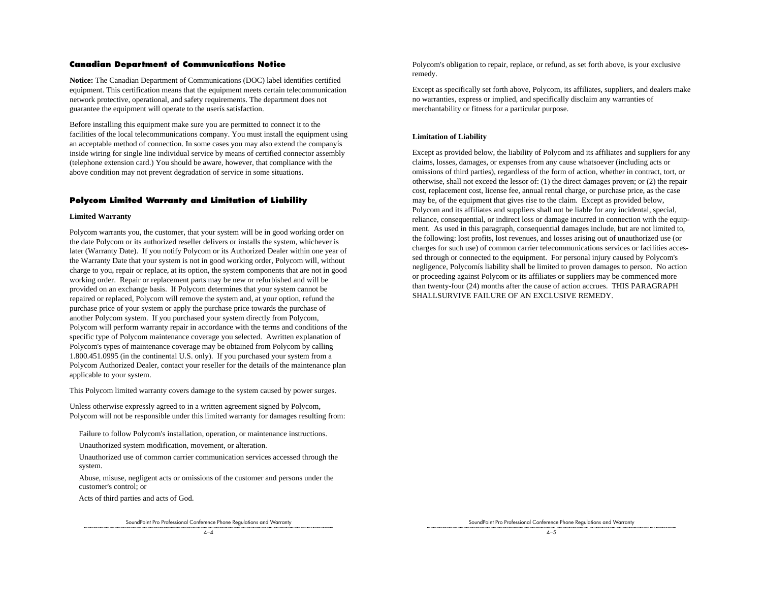## Canadian Department of Communications Notice

**Notice:** The Canadian Department of Communications (DOC) label identifies certified equipment. This certification means that the equipment meets certain telecommunication network protective, operational, and safety requirements. The department does not guarantee the equipment will operate to the userís satisfaction.

Before installing this equipment make sure you are permitted to connect it to the facilities of the local telecommunications company. You must install the equipment using an acceptable method of connection. In some cases you may also extend the companyís inside wiring for single line individual service by means of certified connector assembly (telephone extension card.) You should be aware, however, that compliance with the above condition may not prevent degradation of service in some situations.

## Polycom Limited Warranty and Limitation of Liability

**Limited Warranty**

Polycom warrants you, the customer, that your system will be in good working order on the date Polycom or its authorized reseller delivers or installs the system, whichever is later (Warranty Date). If you notify Polycom or its Authorized Dealer within one year of the Warranty Date that your system is not in good working order, Polycom will, without charge to you, repair or replace, at its option, the system components that are not in good working order. Repair or replacement parts may be new or refurbished and will be provided on an exchange basis. If Polycom determines that your system cannot be repaired or replaced, Polycom will remove the system and, at your option, refund the purchase price of your system or apply the purchase price towards the purchase of another Polycom system. If you purchased your system directly from Polycom, Polycom will perform warranty repair in accordance with the terms and conditions of the specific type of Polycom maintenance coverage you selected. Awritten explanation of Polycom's types of maintenance coverage may be obtained from Polycom by calling 1.800.451.0995 (in the continental U.S. only). If you purchased your system from a Polycom Authorized Dealer, contact your reseller for the details of the maintenance plan applicable to your system.

This Polycom limited warranty covers damage to the system caused by power surges.

Unless otherwise expressly agreed to in a written agreement signed by Polycom, Polycom will not be responsible under this limited warranty for damages resulting from:

- Failure to follow Polycom's installation, operation, or maintenance instructions.
- Unauthorized system modification, movement, or alteration.
- Unauthorized use of common carrier communication services accessed through the system.
- Abuse, misuse, negligent acts or omissions of the customer and persons under the customer's control; or
- Acts of third parties and acts of God.

Polycom's obligation to repair, replace, or refund, as set forth above, is your exclusive remedy.

Except as specifically set forth above, Polycom, its affiliates, suppliers, and dealers make no warranties, express or implied, and specifically disclaim any warranties of merchantability or fitness for a particular purpose.

**Limitation of Liability**

Except as provided below, the liability of Polycom and its affiliates and suppliers for any claims, losses, damages, or expenses from any cause whatsoever (including acts or omissions of third parties), regardless of the form of action, whether in contract, tort, or otherwise, shall not exceed the lessor of: (1) the direct damages proven; or (2) the repair cost, replacement cost, license fee, annual rental charge, or purchase price, as the case may be, of the equipment that gives rise to the claim. Except as provided below, Polycom and its affiliates and suppliers shall not be liable for any incidental, special, reliance, consequential, or indirect loss or damage incurred in connection with the equipment. As used in this paragraph, consequential damages include, but are not limited to, the following: lost profits, lost revenues, and losses arising out of unauthorized use (or charges for such use) of common carrier telecommunications services or facilities accessed through or connected to the equipment. For personal injury caused by Polycom's negligence, Polycomís liability shall be limited to proven damages to person. No action or proceeding against Polycom or its affiliates or suppliers may be commenced more than twenty-four (24) months after the cause of action accrues. THIS PARAGRAPH SHALLSURVIVE FAILURE OF AN EXCLUSIVE REMEDY.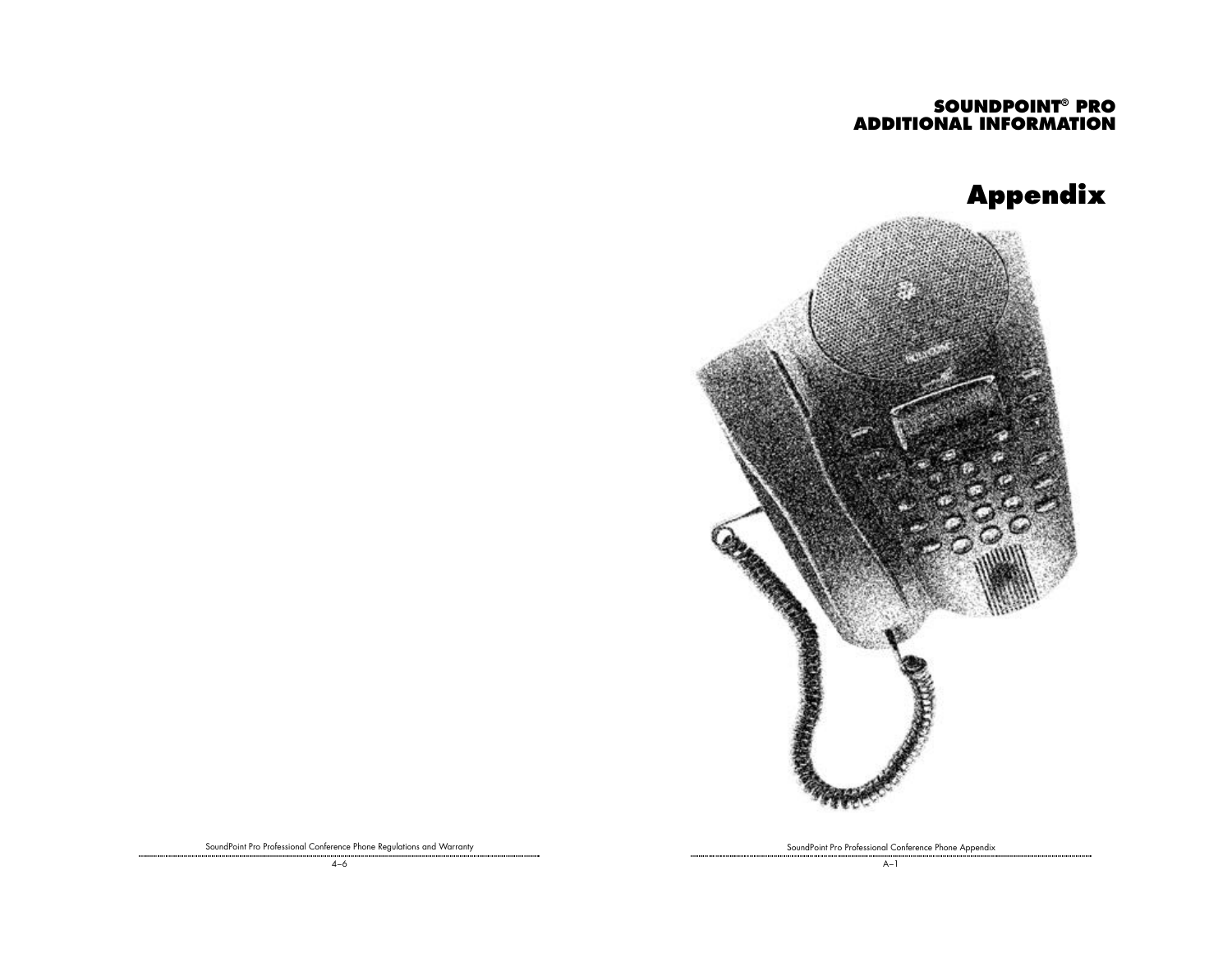# SOUNDPOINT® PRO ADDITIONAL INFORMATION

# Appendix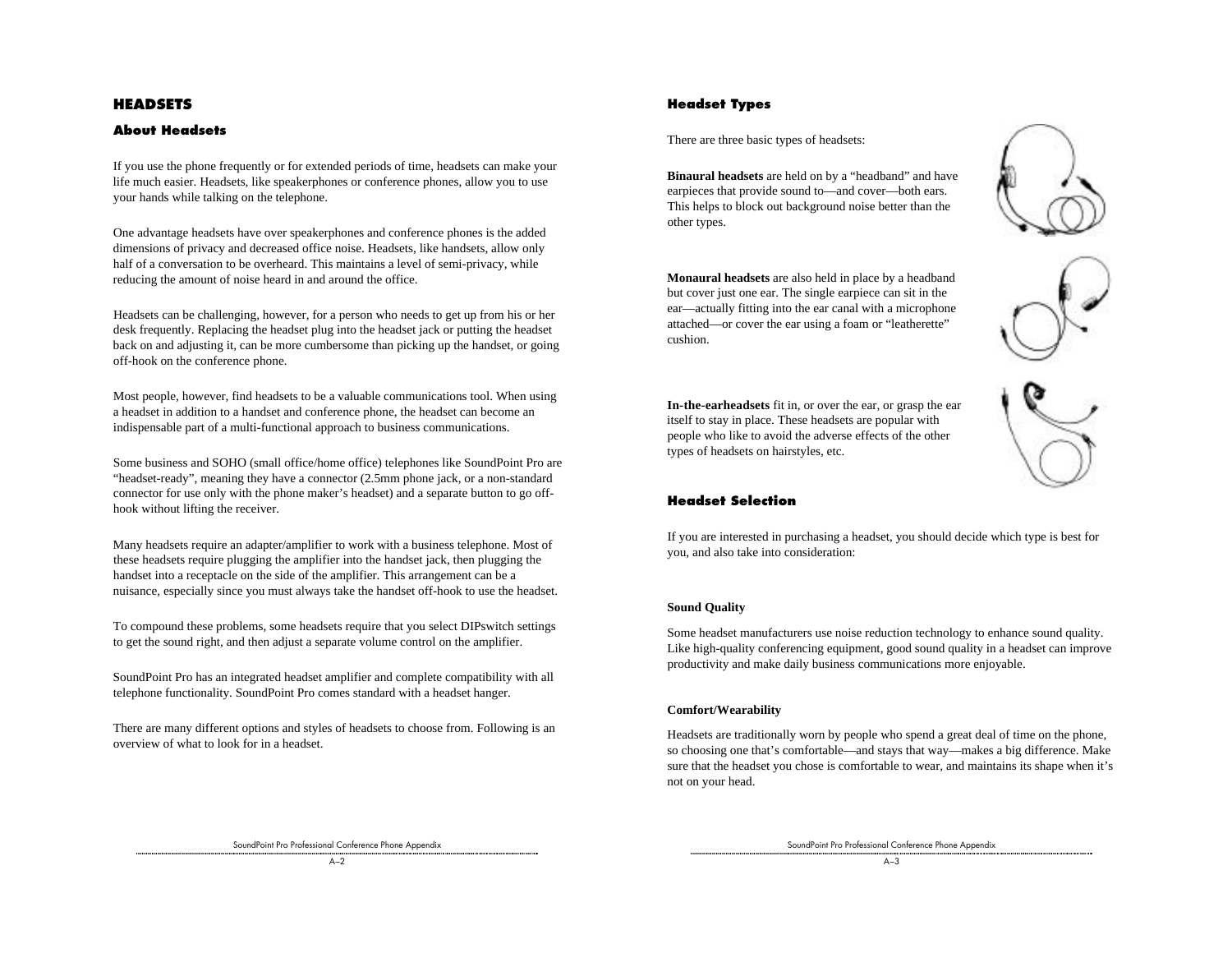# HEADSETS

## About Headsets

If you use the phone frequently or for extended periods of time, headsets can make your life much easier. Headsets, like speakerphones or conference phones, allow you to use your hands while talking on the telephone.

One advantage headsets have over speakerphones and conference phones is the added dimensions of privacy and decreased office noise. Headsets, like handsets, allow only half of a conversation to be overheard. This maintains a level of semi-privacy, while reducing the amount of noise heard in and around the office.

Headsets can be challenging, however, for a person who needs to get up from his or her desk frequently. Replacing the headset plug into the headset jack or putting the headset back on and adjusting it, can be more cumbersome than picking up the handset, or going off-hook on the conference phone.

Most people, however, find headsets to be a valuable communications tool. When using a headset in addition to a handset and conference phone, the headset can become an indispensable part of a multi-functional approach to business communications.

Some business and SOHO (small office/home office) telephones like SoundPoint Pro are "headset-ready", meaning they have a connector (2.5mm phone jack, or a non-standard connector for use only with the phone maker's headset) and a separate button to go off-hook without lifting the receiver.

Many headsets require an adapter/amplifier to work with a business telephone. Most of these headsets require plugging the amplifier into the handset jack, then plugging the handset into a receptacle on the side of the amplifier. This arrangement can be a nuisance, especially since you must always take the handset off-hook to use the headset.

To compound these problems, some headsets require that you select DIPswitch settings to get the sound right, and then adjust a separate volume control on the amplifier.

SoundPoint Pro has an integrated headset amplifier and complete compatibility with all telephone functionality. SoundPoint Pro comes standard with a headset hanger.

There are many different options and styles of headsets to choose from. Following is an overview of what to look for in a headset.

## Headset Types

There are three basic types of headsets:

**Binaural headsets** are held on by a "headband" and have earpieces that provide sound to—and cover—both ears. This helps to block out background noise better than the other types.

**Monaural headsets** are also held in place by a headband but cover just one ear. The single earpiece can sit in the ear—actually fitting into the ear canal with a microphone attached—or cover the ear using a foam or "leatherette" cushion.

**In-the-earheadsets** fit in, or over the ear, or grasp the ear itself to stay in place. These headsets are popular with people who like to avoid the adverse effects of the other types of headsets on hairstyles, etc.

## Headset Selection

If you are interested in purchasing a headset, you should decide which type is best for you, and also take into consideration:

**Sound Quality**

Some headset manufacturers use noise reduction technology to enhance sound quality. Like high-quality conferencing equipment, good sound quality in a headset can improve productivity and make daily business communications more enjoyable.

**Comfort/Wearability**

Headsets are traditionally worn by people who spend a great deal of time on the phone, so choosing one that's comfortable—and stays that way—makes a big difference. Make sure that the headset you chose is comfortable to wear, and maintains its shape when it's not on your head.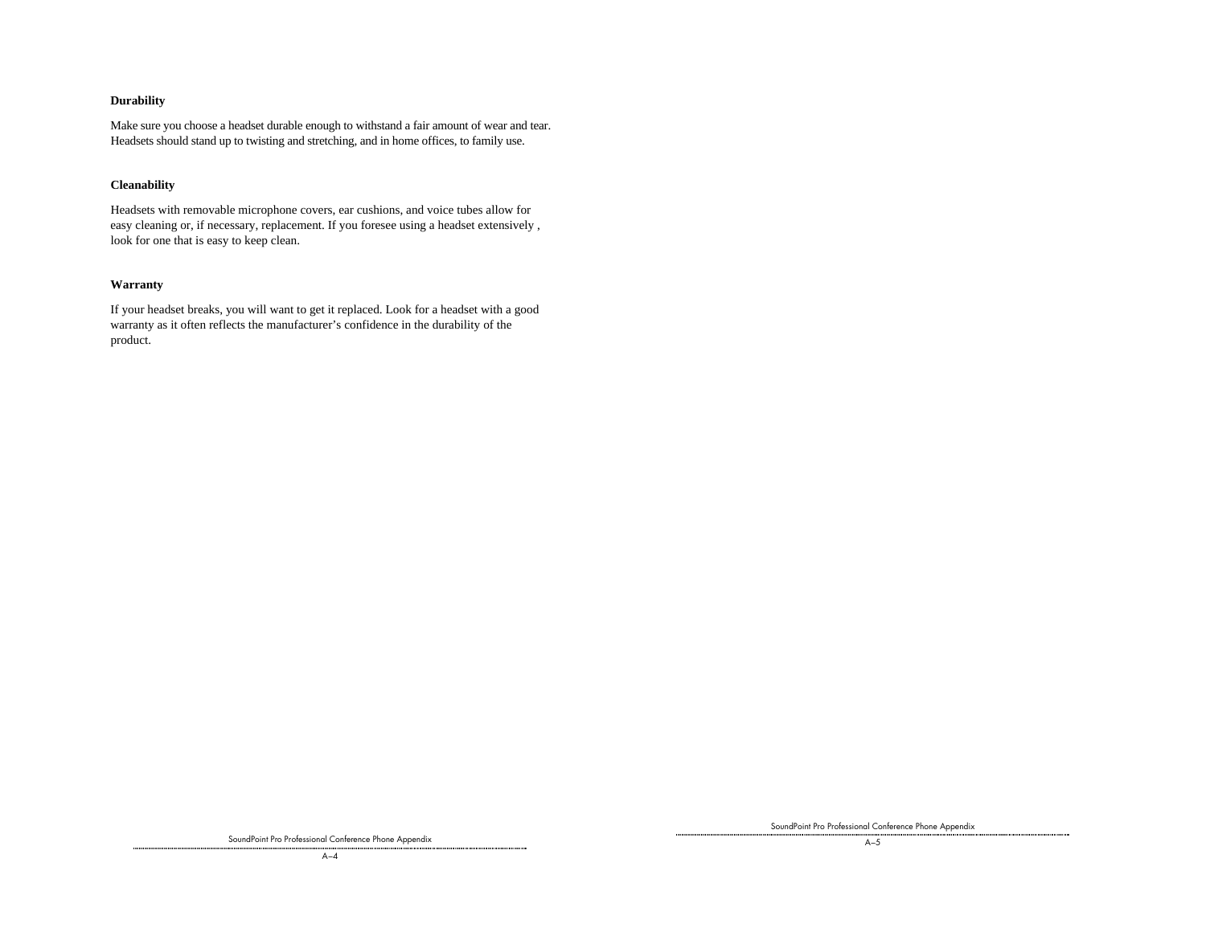### Durability

Make sure you choose a headset durable enough to withstand a fair amount of wear and tear. Headsets should stand up to twisting and stretching, and in home offices, to family use.

### Cleanability

Headsets with removable microphone covers, ear cushions, and voice tubes allow for easy cleaning or, if necessary, replacement. If you foresee using a headset extensively , look for one that is easy to keep clean.

### Warranty

If your headset breaks, you will want to get it replaced. Look for a headset with a good warranty as it often reflects the manufacturer's confidence in the durability of the product.